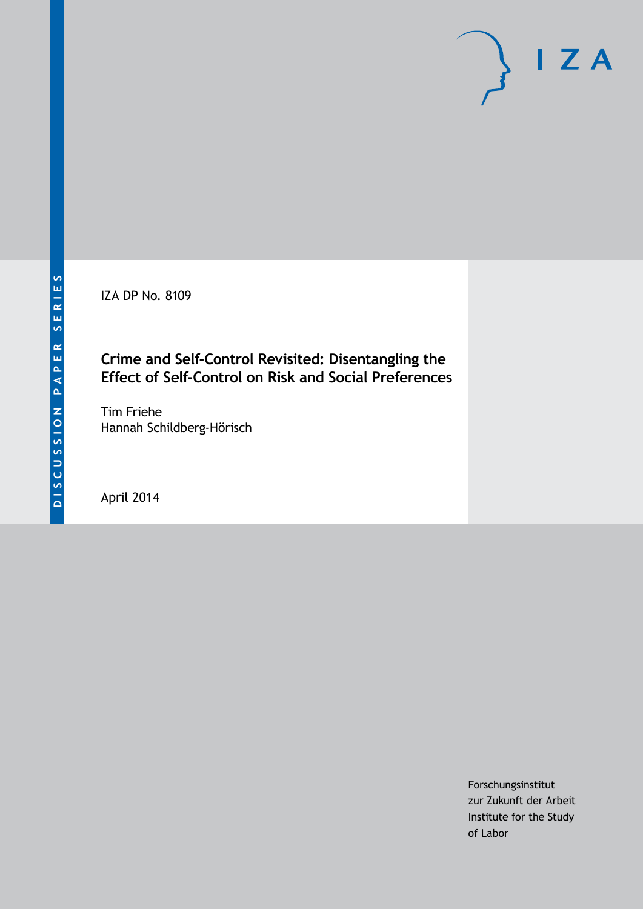DISCUSSION PAPER SERIES

IZA DP No. 8109

# Crime and Self-Control Revisited: Disentangling the Effect of Self-Control on Risk and Social Preferences

Tim Friehe
Hannah Schildberg-Hörisch

April 2014

Forschungsinstitut
zur Zukunft der Arbeit
Institute for the Study
of Labor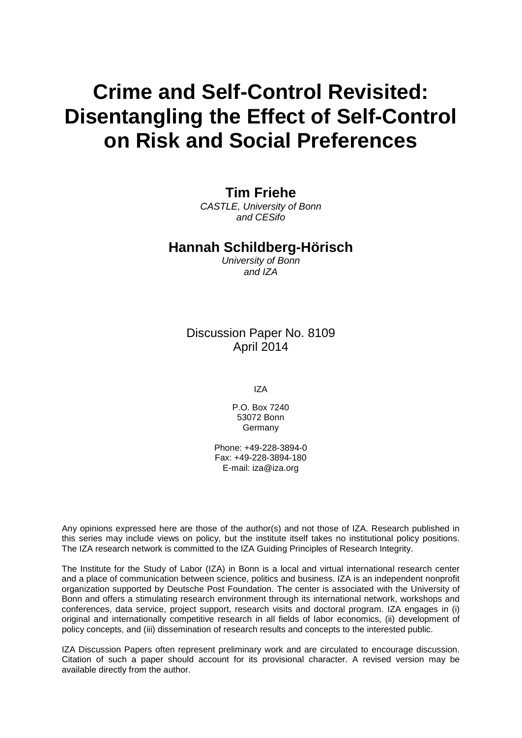# Crime and Self-Control Revisited: Disentangling the Effect of Self-Control on Risk and Social Preferences

**Tim Friehe**
*CASTLE, University of Bonn and CESifo*

**Hannah Schildberg-Hörisch**
*University of Bonn and IZA*

Discussion Paper No. 8109
April 2014

IZA

P.O. Box 7240
53072 Bonn
Germany

Phone: +49-228-3894-0
Fax: +49-228-3894-180
E-mail: iza@iza.org

Any opinions expressed here are those of the author(s) and not those of IZA. Research published in this series may include views on policy, but the institute itself takes no institutional policy positions. The IZA research network is committed to the IZA Guiding Principles of Research Integrity.

The Institute for the Study of Labor (IZA) in Bonn is a local and virtual international research center and a place of communication between science, politics and business. IZA is an independent nonprofit organization supported by Deutsche Post Foundation. The center is associated with the University of Bonn and offers a stimulating research environment through its international network, workshops and conferences, data service, project support, research visits and doctoral program. IZA engages in (i) original and internationally competitive research in all fields of labor economics, (ii) development of policy concepts, and (iii) dissemination of research results and concepts to the interested public.

IZA Discussion Papers often represent preliminary work and are circulated to encourage discussion. Citation of such a paper should account for its provisional character. A revised version may be available directly from the author.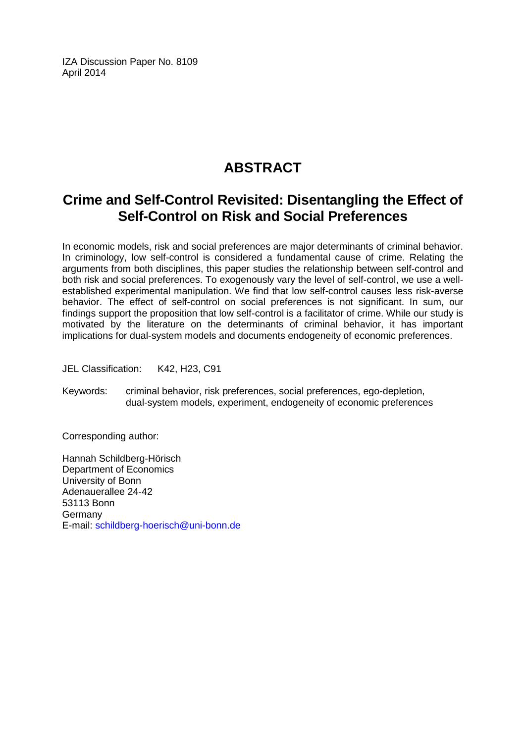IZA Discussion Paper No. 8109
April 2014

# ABSTRACT

## Crime and Self-Control Revisited: Disentangling the Effect of Self-Control on Risk and Social Preferences

In economic models, risk and social preferences are major determinants of criminal behavior. In criminology, low self-control is considered a fundamental cause of crime. Relating the arguments from both disciplines, this paper studies the relationship between self-control and both risk and social preferences. To exogenously vary the level of self-control, we use a well-established experimental manipulation. We find that low self-control causes less risk-averse behavior. The effect of self-control on social preferences is not significant. In sum, our findings support the proposition that low self-control is a facilitator of crime. While our study is motivated by the literature on the determinants of criminal behavior, it has important implications for dual-system models and documents endogeneity of economic preferences.

JEL Classification: K42, H23, C91

Keywords: criminal behavior, risk preferences, social preferences, ego-depletion, dual-system models, experiment, endogeneity of economic preferences

Corresponding author:

Hannah Schildberg-Hörisch
Department of Economics
University of Bonn
Adenauerallee 24-42
53113 Bonn
Germany
E-mail: schildberg-hoerisch@uni-bonn.de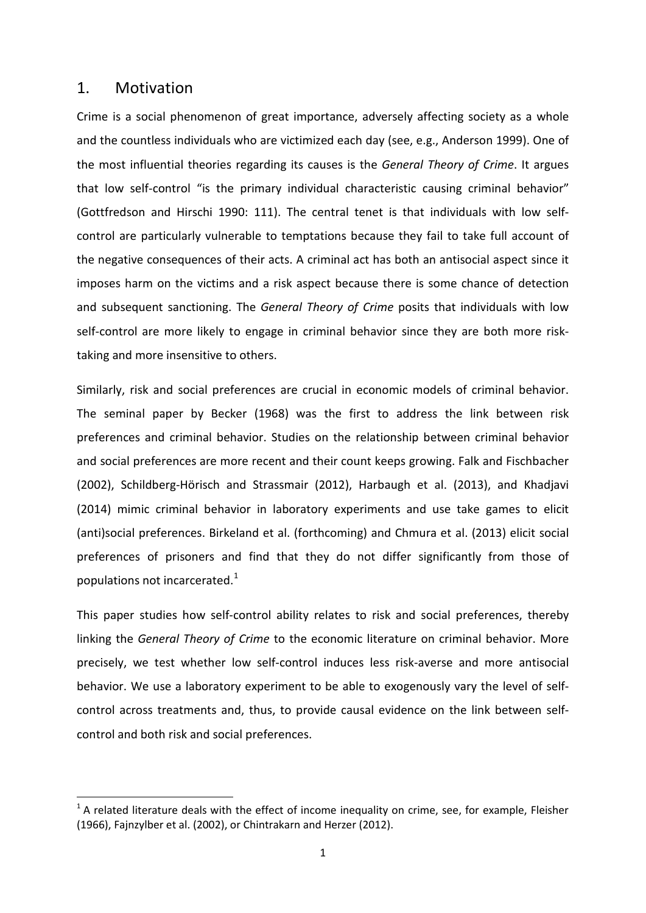## 1. Motivation

Crime is a social phenomenon of great importance, adversely affecting society as a whole and the countless individuals who are victimized each day (see, e.g., Anderson 1999). One of the most influential theories regarding its causes is the *General Theory of Crime*. It argues that low self-control "is the primary individual characteristic causing criminal behavior" (Gottfredson and Hirschi 1990: 111). The central tenet is that individuals with low self-control are particularly vulnerable to temptations because they fail to take full account of the negative consequences of their acts. A criminal act has both an antisocial aspect since it imposes harm on the victims and a risk aspect because there is some chance of detection and subsequent sanctioning. The *General Theory of Crime* posits that individuals with low self-control are more likely to engage in criminal behavior since they are both more risk-taking and more insensitive to others.

Similarly, risk and social preferences are crucial in economic models of criminal behavior. The seminal paper by Becker (1968) was the first to address the link between risk preferences and criminal behavior. Studies on the relationship between criminal behavior and social preferences are more recent and their count keeps growing. Falk and Fischbacher (2002), Schildberg-Hörisch and Strassmair (2012), Harbaugh et al. (2013), and Khadjavi (2014) mimic criminal behavior in laboratory experiments and use take games to elicit (anti)social preferences. Birkeland et al. (forthcoming) and Chmura et al. (2013) elicit social preferences of prisoners and find that they do not differ significantly from those of populations not incarcerated.[1]

This paper studies how self-control ability relates to risk and social preferences, thereby linking the *General Theory of Crime* to the economic literature on criminal behavior. More precisely, we test whether low self-control induces less risk-averse and more antisocial behavior. We use a laboratory experiment to be able to exogenously vary the level of self-control across treatments and, thus, to provide causal evidence on the link between self-control and both risk and social preferences.

[1] A related literature deals with the effect of income inequality on crime, see, for example, Fleisher (1966), Fajnzylber et al. (2002), or Chintrakarn and Herzer (2012).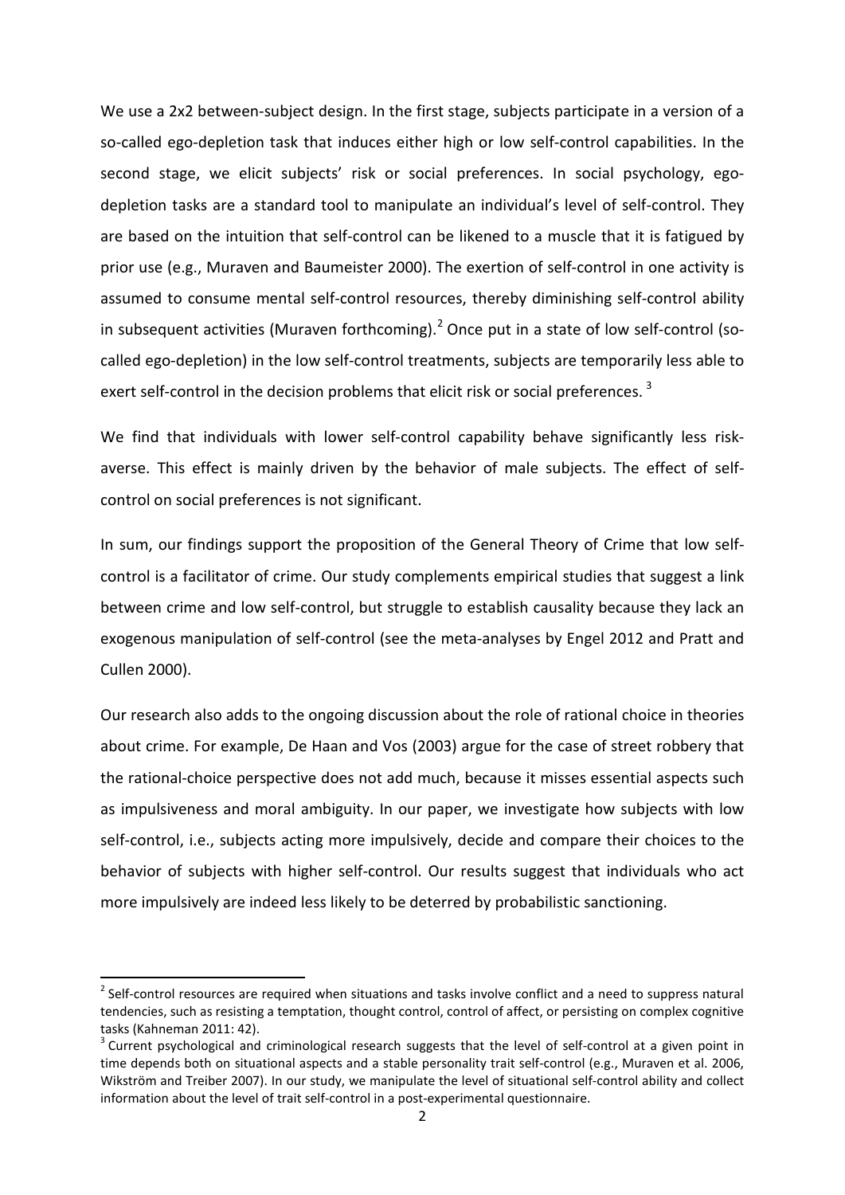We use a 2x2 between-subject design. In the first stage, subjects participate in a version of a so-called ego-depletion task that induces either high or low self-control capabilities. In the second stage, we elicit subjects' risk or social preferences. In social psychology, ego-depletion tasks are a standard tool to manipulate an individual's level of self-control. They are based on the intuition that self-control can be likened to a muscle that it is fatigued by prior use (e.g., Muraven and Baumeister 2000). The exertion of self-control in one activity is assumed to consume mental self-control resources, thereby diminishing self-control ability in subsequent activities (Muraven forthcoming).[2] Once put in a state of low self-control (so-called ego-depletion) in the low self-control treatments, subjects are temporarily less able to exert self-control in the decision problems that elicit risk or social preferences. [3]

We find that individuals with lower self-control capability behave significantly less risk-averse. This effect is mainly driven by the behavior of male subjects. The effect of self-control on social preferences is not significant.

In sum, our findings support the proposition of the General Theory of Crime that low self-control is a facilitator of crime. Our study complements empirical studies that suggest a link between crime and low self-control, but struggle to establish causality because they lack an exogenous manipulation of self-control (see the meta-analyses by Engel 2012 and Pratt and Cullen 2000).

Our research also adds to the ongoing discussion about the role of rational choice in theories about crime. For example, De Haan and Vos (2003) argue for the case of street robbery that the rational-choice perspective does not add much, because it misses essential aspects such as impulsiveness and moral ambiguity. In our paper, we investigate how subjects with low self-control, i.e., subjects acting more impulsively, decide and compare their choices to the behavior of subjects with higher self-control. Our results suggest that individuals who act more impulsively are indeed less likely to be deterred by probabilistic sanctioning.

[2] Self-control resources are required when situations and tasks involve conflict and a need to suppress natural tendencies, such as resisting a temptation, thought control, control of affect, or persisting on complex cognitive tasks (Kahneman 2011: 42).

[3] Current psychological and criminological research suggests that the level of self-control at a given point in time depends both on situational aspects and a stable personality trait self-control (e.g., Muraven et al. 2006, Wikström and Treiber 2007). In our study, we manipulate the level of situational self-control ability and collect information about the level of trait self-control in a post-experimental questionnaire.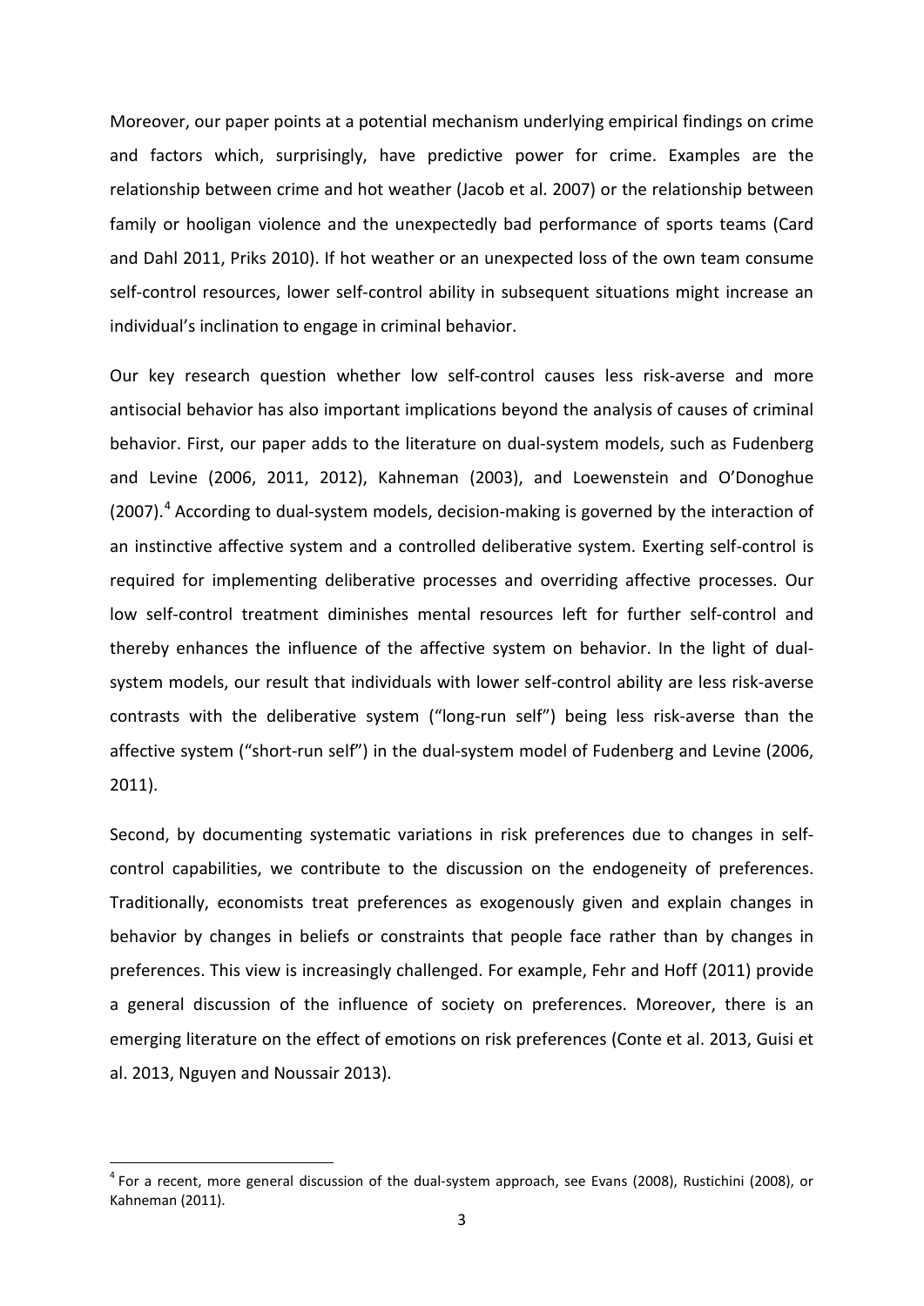Moreover, our paper points at a potential mechanism underlying empirical findings on crime and factors which, surprisingly, have predictive power for crime. Examples are the relationship between crime and hot weather (Jacob et al. 2007) or the relationship between family or hooligan violence and the unexpectedly bad performance of sports teams (Card and Dahl 2011, Priks 2010). If hot weather or an unexpected loss of the own team consume self-control resources, lower self-control ability in subsequent situations might increase an individual's inclination to engage in criminal behavior.

Our key research question whether low self-control causes less risk-averse and more antisocial behavior has also important implications beyond the analysis of causes of criminal behavior. First, our paper adds to the literature on dual-system models, such as Fudenberg and Levine (2006, 2011, 2012), Kahneman (2003), and Loewenstein and O'Donoghue (2007).[4] According to dual-system models, decision-making is governed by the interaction of an instinctive affective system and a controlled deliberative system. Exerting self-control is required for implementing deliberative processes and overriding affective processes. Our low self-control treatment diminishes mental resources left for further self-control and thereby enhances the influence of the affective system on behavior. In the light of dual-system models, our result that individuals with lower self-control ability are less risk-averse contrasts with the deliberative system ("long-run self") being less risk-averse than the affective system ("short-run self") in the dual-system model of Fudenberg and Levine (2006, 2011).

Second, by documenting systematic variations in risk preferences due to changes in self-control capabilities, we contribute to the discussion on the endogeneity of preferences. Traditionally, economists treat preferences as exogenously given and explain changes in behavior by changes in beliefs or constraints that people face rather than by changes in preferences. This view is increasingly challenged. For example, Fehr and Hoff (2011) provide a general discussion of the influence of society on preferences. Moreover, there is an emerging literature on the effect of emotions on risk preferences (Conte et al. 2013, Guisi et al. 2013, Nguyen and Noussair 2013).

[4] For a recent, more general discussion of the dual-system approach, see Evans (2008), Rustichini (2008), or Kahneman (2011).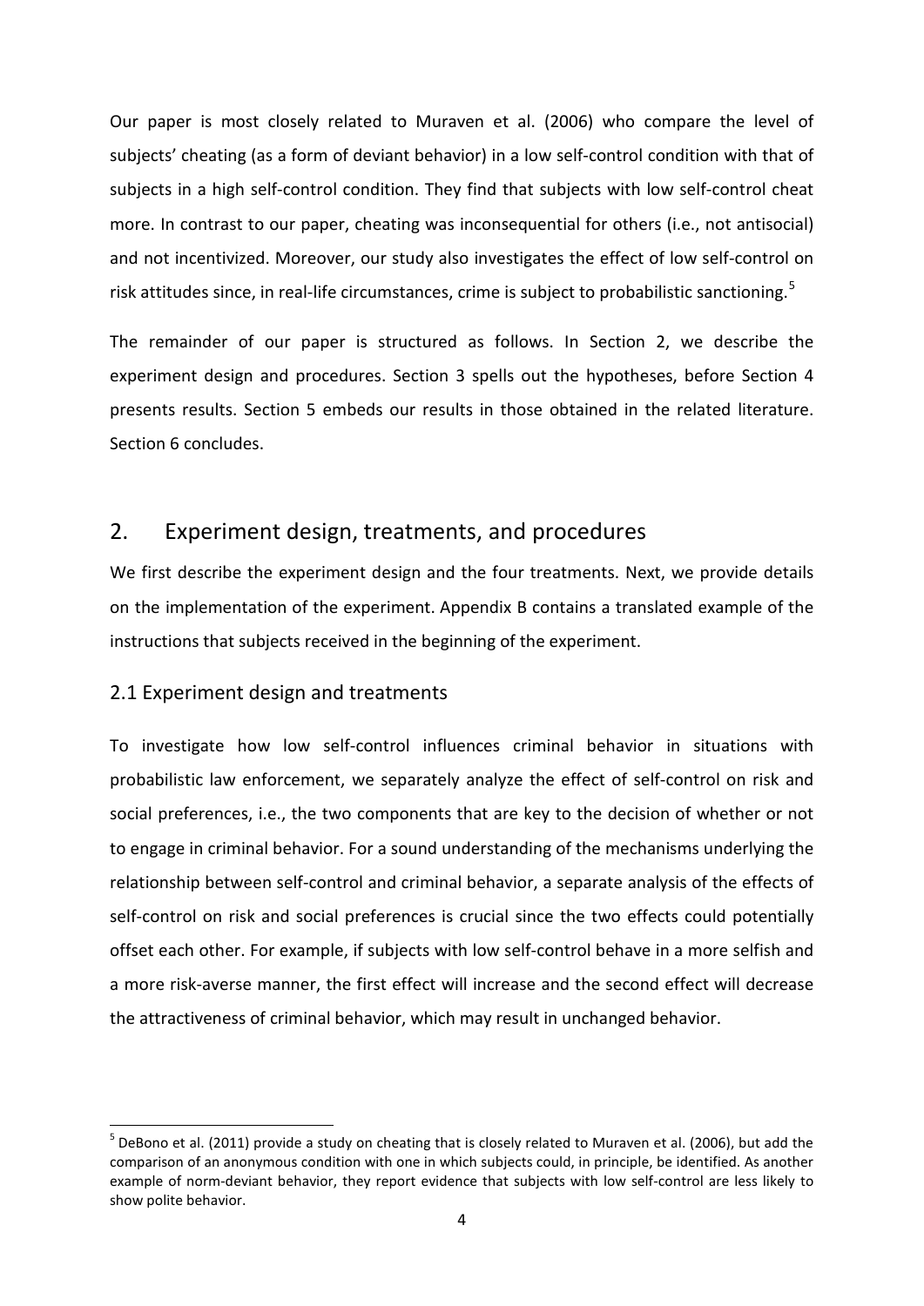Our paper is most closely related to Muraven et al. (2006) who compare the level of subjects' cheating (as a form of deviant behavior) in a low self-control condition with that of subjects in a high self-control condition. They find that subjects with low self-control cheat more. In contrast to our paper, cheating was inconsequential for others (i.e., not antisocial) and not incentivized. Moreover, our study also investigates the effect of low self-control on risk attitudes since, in real-life circumstances, crime is subject to probabilistic sanctioning.[5]

The remainder of our paper is structured as follows. In Section 2, we describe the experiment design and procedures. Section 3 spells out the hypotheses, before Section 4 presents results. Section 5 embeds our results in those obtained in the related literature. Section 6 concludes.

## 2. Experiment design, treatments, and procedures

We first describe the experiment design and the four treatments. Next, we provide details on the implementation of the experiment. Appendix B contains a translated example of the instructions that subjects received in the beginning of the experiment.

### 2.1 Experiment design and treatments

To investigate how low self-control influences criminal behavior in situations with probabilistic law enforcement, we separately analyze the effect of self-control on risk and social preferences, i.e., the two components that are key to the decision of whether or not to engage in criminal behavior. For a sound understanding of the mechanisms underlying the relationship between self-control and criminal behavior, a separate analysis of the effects of self-control on risk and social preferences is crucial since the two effects could potentially offset each other. For example, if subjects with low self-control behave in a more selfish and a more risk-averse manner, the first effect will increase and the second effect will decrease the attractiveness of criminal behavior, which may result in unchanged behavior.

[5] DeBono et al. (2011) provide a study on cheating that is closely related to Muraven et al. (2006), but add the comparison of an anonymous condition with one in which subjects could, in principle, be identified. As another example of norm-deviant behavior, they report evidence that subjects with low self-control are less likely to show polite behavior.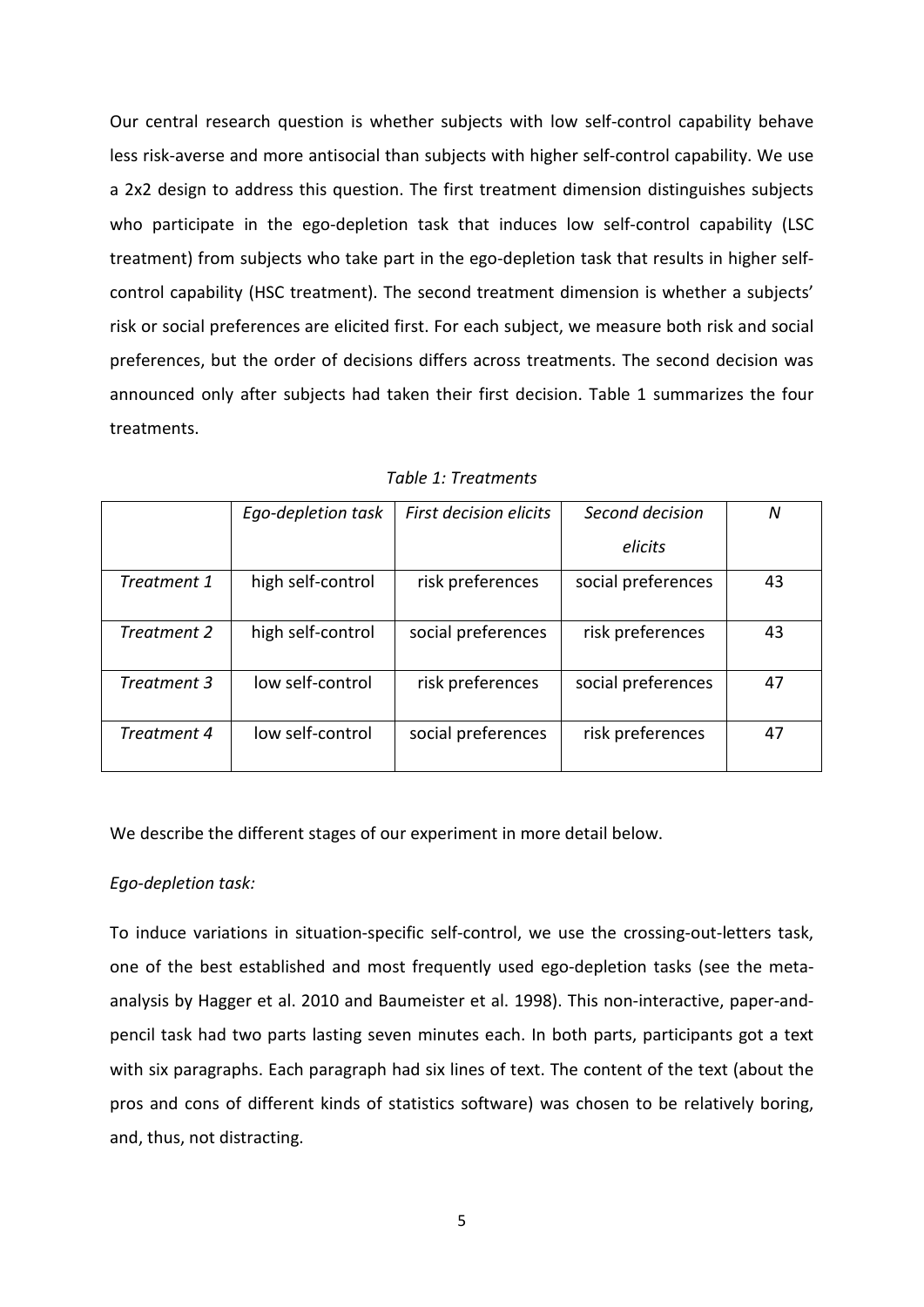Our central research question is whether subjects with low self-control capability behave less risk-averse and more antisocial than subjects with higher self-control capability. We use a 2x2 design to address this question. The first treatment dimension distinguishes subjects who participate in the ego-depletion task that induces low self-control capability (LSC treatment) from subjects who take part in the ego-depletion task that results in higher self-control capability (HSC treatment). The second treatment dimension is whether a subjects' risk or social preferences are elicited first. For each subject, we measure both risk and social preferences, but the order of decisions differs across treatments. The second decision was announced only after subjects had taken their first decision. Table 1 summarizes the four treatments.

*Table 1: Treatments*

| | *Ego-depletion task* | *First decision elicits* | *Second decision elicits* | *N* |
|---|---|---|---|---|
| *Treatment 1* | high self-control | risk preferences | social preferences | 43 |
| *Treatment 2* | high self-control | social preferences | risk preferences | 43 |
| *Treatment 3* | low self-control | risk preferences | social preferences | 47 |
| *Treatment 4* | low self-control | social preferences | risk preferences | 47 |

We describe the different stages of our experiment in more detail below.

*Ego-depletion task:*

To induce variations in situation-specific self-control, we use the crossing-out-letters task, one of the best established and most frequently used ego-depletion tasks (see the meta-analysis by Hagger et al. 2010 and Baumeister et al. 1998). This non-interactive, paper-and-pencil task had two parts lasting seven minutes each. In both parts, participants got a text with six paragraphs. Each paragraph had six lines of text. The content of the text (about the pros and cons of different kinds of statistics software) was chosen to be relatively boring, and, thus, not distracting.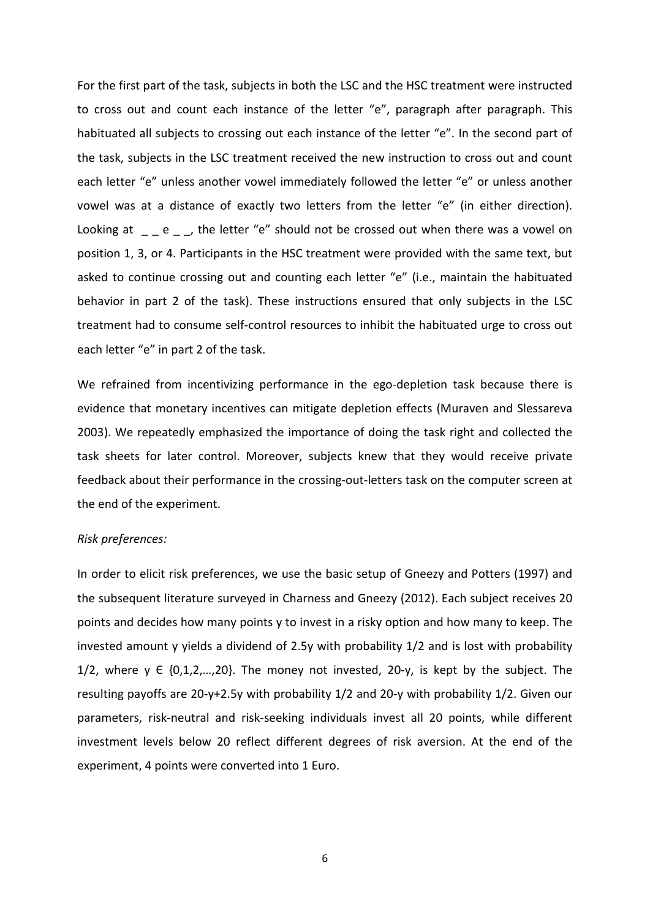For the first part of the task, subjects in both the LSC and the HSC treatment were instructed to cross out and count each instance of the letter "e", paragraph after paragraph. This habituated all subjects to crossing out each instance of the letter "e". In the second part of the task, subjects in the LSC treatment received the new instruction to cross out and count each letter "e" unless another vowel immediately followed the letter "e" or unless another vowel was at a distance of exactly two letters from the letter "e" (in either direction). Looking at _ _ e _ _, the letter "e" should not be crossed out when there was a vowel on position 1, 3, or 4. Participants in the HSC treatment were provided with the same text, but asked to continue crossing out and counting each letter "e" (i.e., maintain the habituated behavior in part 2 of the task). These instructions ensured that only subjects in the LSC treatment had to consume self-control resources to inhibit the habituated urge to cross out each letter "e" in part 2 of the task.

We refrained from incentivizing performance in the ego-depletion task because there is evidence that monetary incentives can mitigate depletion effects (Muraven and Slessareva 2003). We repeatedly emphasized the importance of doing the task right and collected the task sheets for later control. Moreover, subjects knew that they would receive private feedback about their performance in the crossing-out-letters task on the computer screen at the end of the experiment.

*Risk preferences:*

In order to elicit risk preferences, we use the basic setup of Gneezy and Potters (1997) and the subsequent literature surveyed in Charness and Gneezy (2012). Each subject receives 20 points and decides how many points $y$ to invest in a risky option and how many to keep. The invested amount $y$ yields a dividend of $2.5y$ with probability 1/2 and is lost with probability 1/2, where $y \in \{0,1,2,\ldots,20\}$. The money not invested, $20-y$, is kept by the subject. The resulting payoffs are $20-y+2.5y$ with probability 1/2 and $20-y$ with probability 1/2. Given our parameters, risk-neutral and risk-seeking individuals invest all 20 points, while different investment levels below 20 reflect different degrees of risk aversion. At the end of the experiment, 4 points were converted into 1 Euro.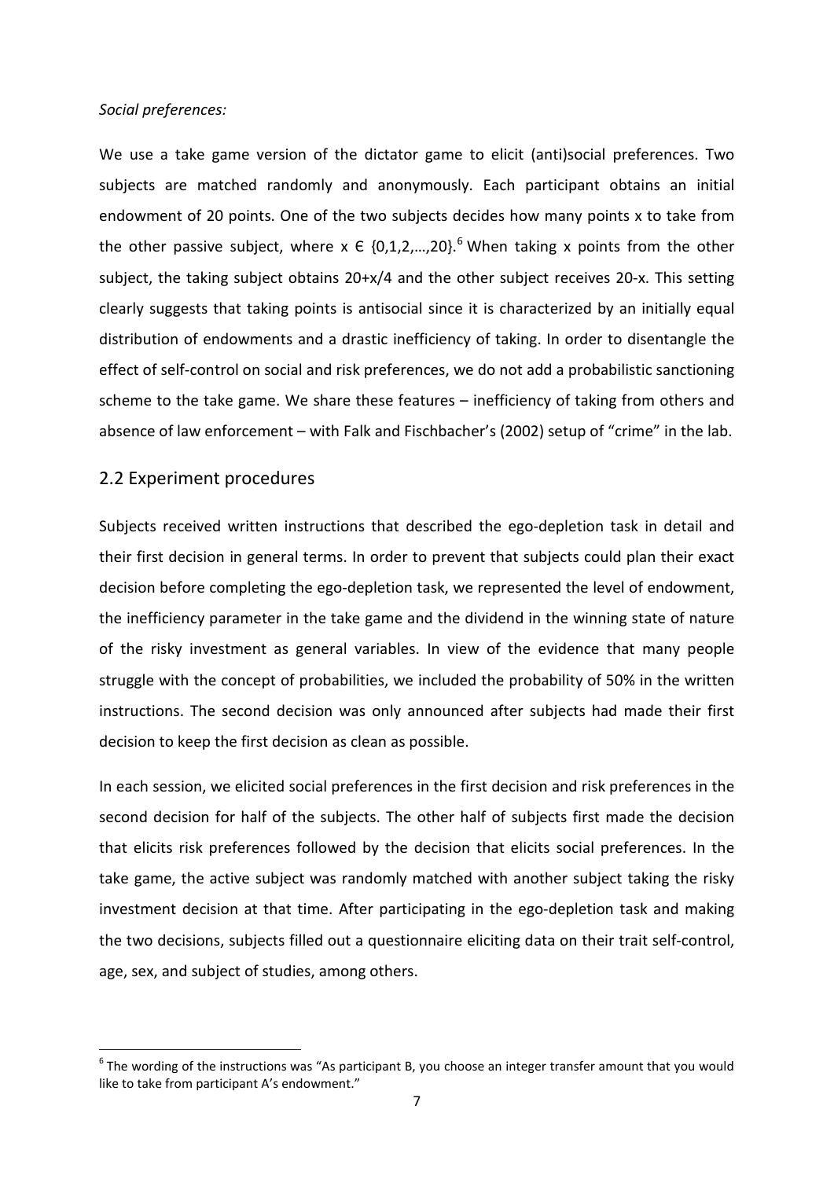*Social preferences:*

We use a take game version of the dictator game to elicit (anti)social preferences. Two subjects are matched randomly and anonymously. Each participant obtains an initial endowment of 20 points. One of the two subjects decides how many points x to take from the other passive subject, where $x \in \{0,1,2,\ldots,20\}$.[6] When taking x points from the other subject, the taking subject obtains $20+x/4$ and the other subject receives $20-x$. This setting clearly suggests that taking points is antisocial since it is characterized by an initially equal distribution of endowments and a drastic inefficiency of taking. In order to disentangle the effect of self-control on social and risk preferences, we do not add a probabilistic sanctioning scheme to the take game. We share these features – inefficiency of taking from others and absence of law enforcement – with Falk and Fischbacher's (2002) setup of "crime" in the lab.

## 2.2 Experiment procedures

Subjects received written instructions that described the ego-depletion task in detail and their first decision in general terms. In order to prevent that subjects could plan their exact decision before completing the ego-depletion task, we represented the level of endowment, the inefficiency parameter in the take game and the dividend in the winning state of nature of the risky investment as general variables. In view of the evidence that many people struggle with the concept of probabilities, we included the probability of 50% in the written instructions. The second decision was only announced after subjects had made their first decision to keep the first decision as clean as possible.

In each session, we elicited social preferences in the first decision and risk preferences in the second decision for half of the subjects. The other half of subjects first made the decision that elicits risk preferences followed by the decision that elicits social preferences. In the take game, the active subject was randomly matched with another subject taking the risky investment decision at that time. After participating in the ego-depletion task and making the two decisions, subjects filled out a questionnaire eliciting data on their trait self-control, age, sex, and subject of studies, among others.

[6] The wording of the instructions was "As participant B, you choose an integer transfer amount that you would like to take from participant A's endowment."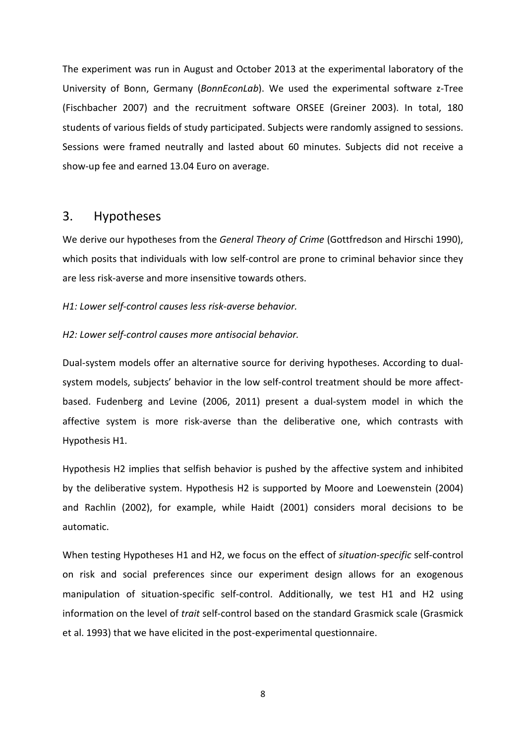The experiment was run in August and October 2013 at the experimental laboratory of the University of Bonn, Germany (*BonnEconLab*). We used the experimental software z-Tree (Fischbacher 2007) and the recruitment software ORSEE (Greiner 2003). In total, 180 students of various fields of study participated. Subjects were randomly assigned to sessions. Sessions were framed neutrally and lasted about 60 minutes. Subjects did not receive a show-up fee and earned 13.04 Euro on average.

## 3. Hypotheses

We derive our hypotheses from the *General Theory of Crime* (Gottfredson and Hirschi 1990), which posits that individuals with low self-control are prone to criminal behavior since they are less risk-averse and more insensitive towards others.

*H1: Lower self-control causes less risk-averse behavior.*

*H2: Lower self-control causes more antisocial behavior.*

Dual-system models offer an alternative source for deriving hypotheses. According to dual-system models, subjects' behavior in the low self-control treatment should be more affect-based. Fudenberg and Levine (2006, 2011) present a dual-system model in which the affective system is more risk-averse than the deliberative one, which contrasts with Hypothesis H1.

Hypothesis H2 implies that selfish behavior is pushed by the affective system and inhibited by the deliberative system. Hypothesis H2 is supported by Moore and Loewenstein (2004) and Rachlin (2002), for example, while Haidt (2001) considers moral decisions to be automatic.

When testing Hypotheses H1 and H2, we focus on the effect of *situation-specific* self-control on risk and social preferences since our experiment design allows for an exogenous manipulation of situation-specific self-control. Additionally, we test H1 and H2 using information on the level of *trait* self-control based on the standard Grasmick scale (Grasmick et al. 1993) that we have elicited in the post-experimental questionnaire.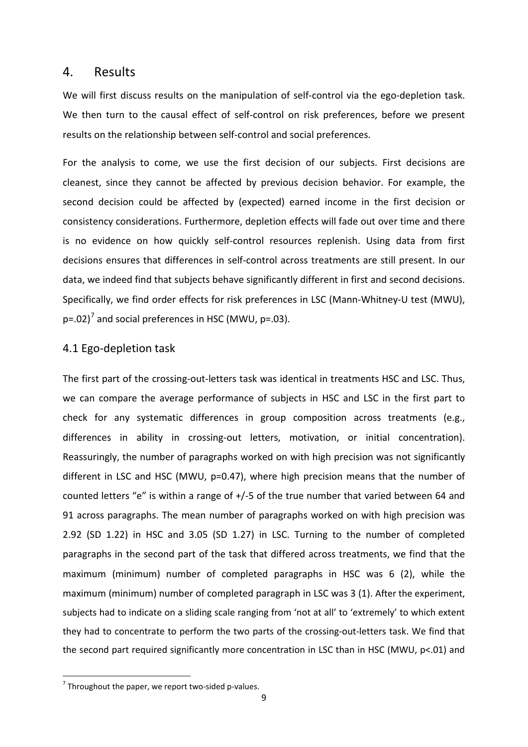## 4. Results

We will first discuss results on the manipulation of self-control via the ego-depletion task. We then turn to the causal effect of self-control on risk preferences, before we present results on the relationship between self-control and social preferences.

For the analysis to come, we use the first decision of our subjects. First decisions are cleanest, since they cannot be affected by previous decision behavior. For example, the second decision could be affected by (expected) earned income in the first decision or consistency considerations. Furthermore, depletion effects will fade out over time and there is no evidence on how quickly self-control resources replenish. Using data from first decisions ensures that differences in self-control across treatments are still present. In our data, we indeed find that subjects behave significantly different in first and second decisions. Specifically, we find order effects for risk preferences in LSC (Mann-Whitney-U test (MWU), p=.02)[7] and social preferences in HSC (MWU, p=.03).

### 4.1 Ego-depletion task

The first part of the crossing-out-letters task was identical in treatments HSC and LSC. Thus, we can compare the average performance of subjects in HSC and LSC in the first part to check for any systematic differences in group composition across treatments (e.g., differences in ability in crossing-out letters, motivation, or initial concentration). Reassuringly, the number of paragraphs worked on with high precision was not significantly different in LSC and HSC (MWU, p=0.47), where high precision means that the number of counted letters "e" is within a range of +/-5 of the true number that varied between 64 and 91 across paragraphs. The mean number of paragraphs worked on with high precision was 2.92 (SD 1.22) in HSC and 3.05 (SD 1.27) in LSC. Turning to the number of completed paragraphs in the second part of the task that differed across treatments, we find that the maximum (minimum) number of completed paragraphs in HSC was 6 (2), while the maximum (minimum) number of completed paragraph in LSC was 3 (1). After the experiment, subjects had to indicate on a sliding scale ranging from 'not at all' to 'extremely' to which extent they had to concentrate to perform the two parts of the crossing-out-letters task. We find that the second part required significantly more concentration in LSC than in HSC (MWU, p<.01) and

[7] Throughout the paper, we report two-sided p-values.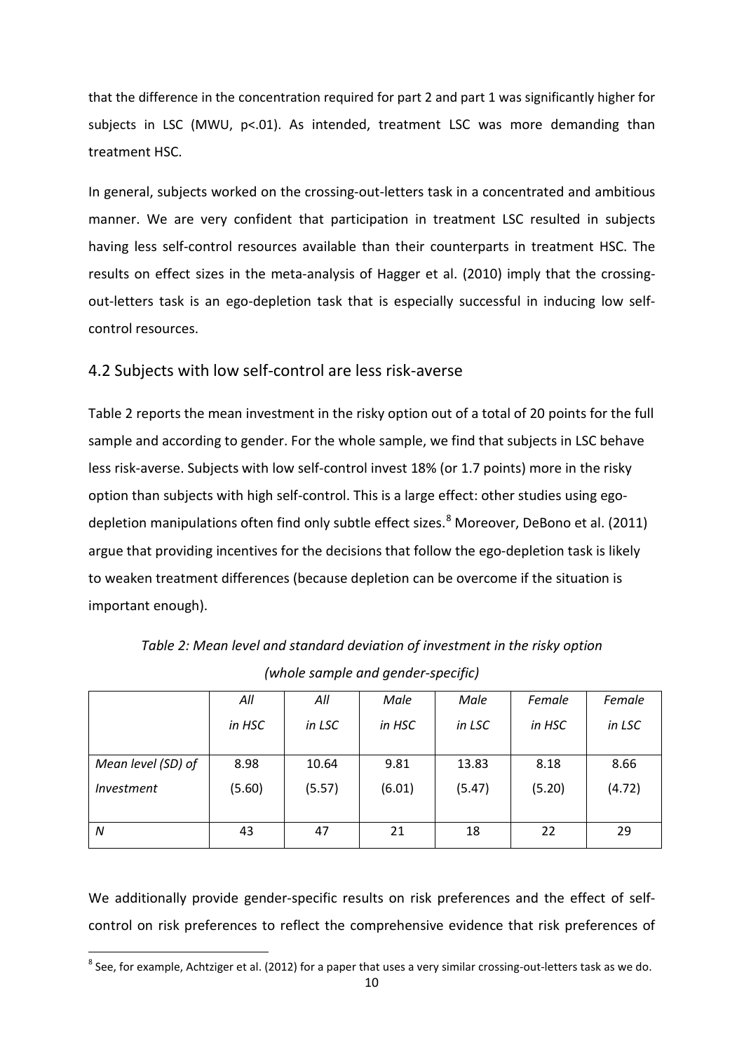that the difference in the concentration required for part 2 and part 1 was significantly higher for subjects in LSC (MWU, $p<.01$). As intended, treatment LSC was more demanding than treatment HSC.

In general, subjects worked on the crossing-out-letters task in a concentrated and ambitious manner. We are very confident that participation in treatment LSC resulted in subjects having less self-control resources available than their counterparts in treatment HSC. The results on effect sizes in the meta-analysis of Hagger et al. (2010) imply that the crossing-out-letters task is an ego-depletion task that is especially successful in inducing low self-control resources.

## 4.2 Subjects with low self-control are less risk-averse

Table 2 reports the mean investment in the risky option out of a total of 20 points for the full sample and according to gender. For the whole sample, we find that subjects in LSC behave less risk-averse. Subjects with low self-control invest 18% (or 1.7 points) more in the risky option than subjects with high self-control. This is a large effect: other studies using ego-depletion manipulations often find only subtle effect sizes.[8] Moreover, DeBono et al. (2011) argue that providing incentives for the decisions that follow the ego-depletion task is likely to weaken treatment differences (because depletion can be overcome if the situation is important enough).

*Table 2: Mean level and standard deviation of investment in the risky option (whole sample and gender-specific)*

| | *All in HSC* | *All in LSC* | *Male in HSC* | *Male in LSC* | *Female in HSC* | *Female in LSC* |
|---|---|---|---|---|---|---|
| *Mean level (SD) of Investment* | 8.98 (5.60) | 10.64 (5.57) | 9.81 (6.01) | 13.83 (5.47) | 8.18 (5.20) | 8.66 (4.72) |
| *N* | 43 | 47 | 21 | 18 | 22 | 29 |

We additionally provide gender-specific results on risk preferences and the effect of self-control on risk preferences to reflect the comprehensive evidence that risk preferences of

[8] See, for example, Achtziger et al. (2012) for a paper that uses a very similar crossing-out-letters task as we do.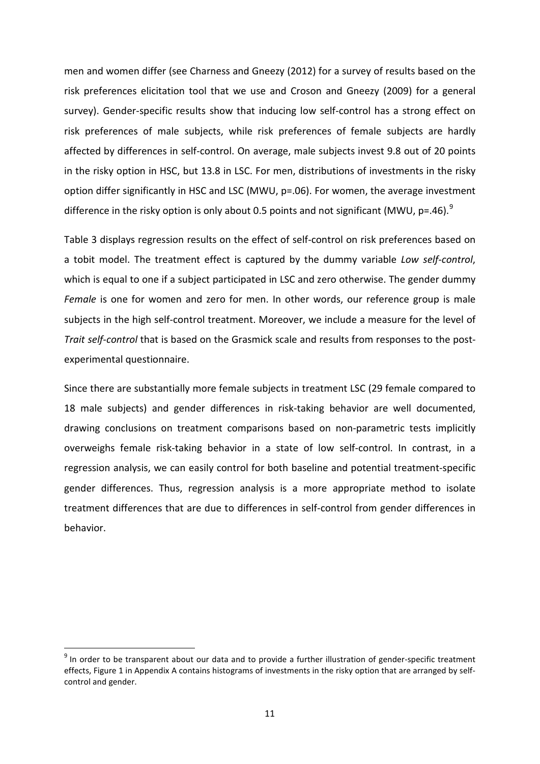men and women differ (see Charness and Gneezy (2012) for a survey of results based on the risk preferences elicitation tool that we use and Croson and Gneezy (2009) for a general survey). Gender-specific results show that inducing low self-control has a strong effect on risk preferences of male subjects, while risk preferences of female subjects are hardly affected by differences in self-control. On average, male subjects invest 9.8 out of 20 points in the risky option in HSC, but 13.8 in LSC. For men, distributions of investments in the risky option differ significantly in HSC and LSC (MWU, p=.06). For women, the average investment difference in the risky option is only about 0.5 points and not significant (MWU, p=.46).[9]

Table 3 displays regression results on the effect of self-control on risk preferences based on a tobit model. The treatment effect is captured by the dummy variable *Low self-control*, which is equal to one if a subject participated in LSC and zero otherwise. The gender dummy *Female* is one for women and zero for men. In other words, our reference group is male subjects in the high self-control treatment. Moreover, we include a measure for the level of *Trait self-control* that is based on the Grasmick scale and results from responses to the post-experimental questionnaire.

Since there are substantially more female subjects in treatment LSC (29 female compared to 18 male subjects) and gender differences in risk-taking behavior are well documented, drawing conclusions on treatment comparisons based on non-parametric tests implicitly overweighs female risk-taking behavior in a state of low self-control. In contrast, in a regression analysis, we can easily control for both baseline and potential treatment-specific gender differences. Thus, regression analysis is a more appropriate method to isolate treatment differences that are due to differences in self-control from gender differences in behavior.

[9] In order to be transparent about our data and to provide a further illustration of gender-specific treatment effects, Figure 1 in Appendix A contains histograms of investments in the risky option that are arranged by self-control and gender.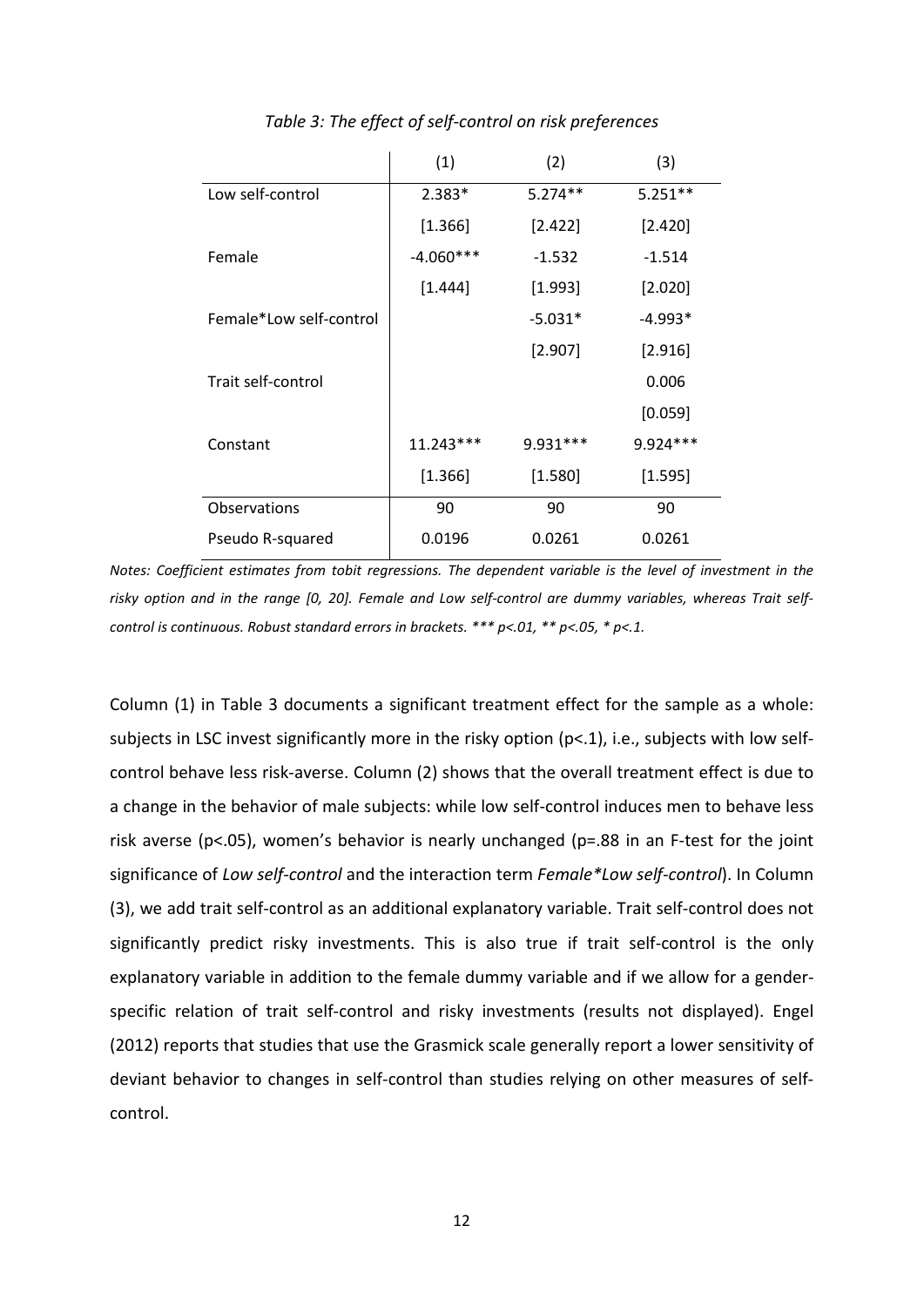*Table 3: The effect of self-control on risk preferences*

| | (1) | (2) | (3) |
|---|---|---|---|
| Low self-control | 2.383* | 5.274** | 5.251** |
| | [1.366] | [2.422] | [2.420] |
| Female | -4.060*** | -1.532 | -1.514 |
| | [1.444] | [1.993] | [2.020] |
| Female*Low self-control | | -5.031* | -4.993* |
| | | [2.907] | [2.916] |
| Trait self-control | | | 0.006 |
| | | | [0.059] |
| Constant | 11.243*** | 9.931*** | 9.924*** |
| | [1.366] | [1.580] | [1.595] |
| Observations | 90 | 90 | 90 |
| Pseudo R-squared | 0.0196 | 0.0261 | 0.0261 |

*Notes: Coefficient estimates from tobit regressions. The dependent variable is the level of investment in the risky option and in the range [0, 20]. Female and Low self-control are dummy variables, whereas Trait self-control is continuous. Robust standard errors in brackets. *** p<.01, ** p<.05, * p<.1.*

Column (1) in Table 3 documents a significant treatment effect for the sample as a whole: subjects in LSC invest significantly more in the risky option ($p<.1$), i.e., subjects with low self-control behave less risk-averse. Column (2) shows that the overall treatment effect is due to a change in the behavior of male subjects: while low self-control induces men to behave less risk averse ($p<.05$), women's behavior is nearly unchanged ($p=.88$ in an F-test for the joint significance of *Low self-control* and the interaction term *Female*Low self-control*). In Column (3), we add trait self-control as an additional explanatory variable. Trait self-control does not significantly predict risky investments. This is also true if trait self-control is the only explanatory variable in addition to the female dummy variable and if we allow for a gender-specific relation of trait self-control and risky investments (results not displayed). Engel (2012) reports that studies that use the Grasmick scale generally report a lower sensitivity of deviant behavior to changes in self-control than studies relying on other measures of self-control.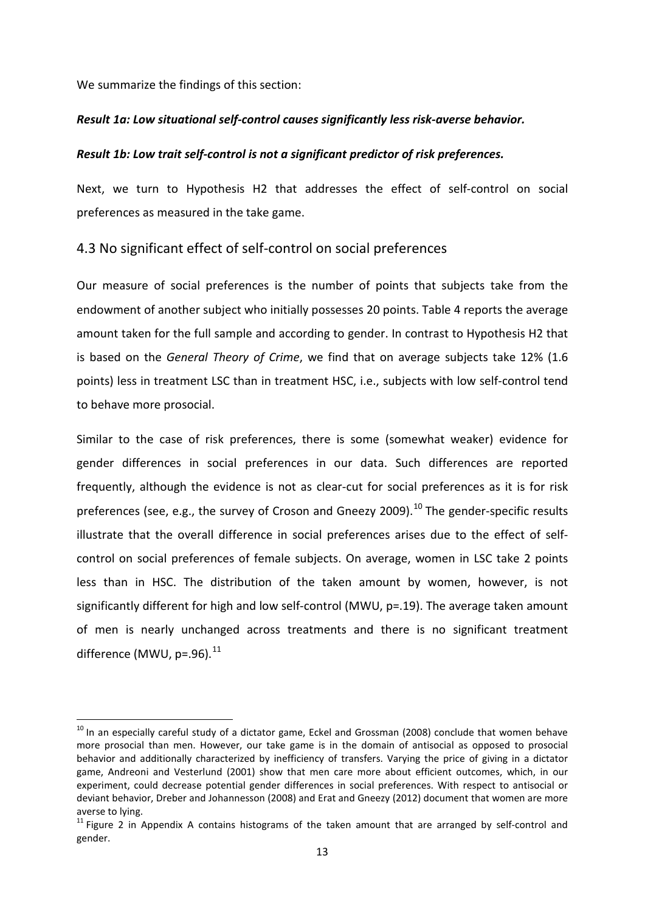We summarize the findings of this section:

***Result 1a: Low situational self-control causes significantly less risk-averse behavior.***

***Result 1b: Low trait self-control is not a significant predictor of risk preferences.***

Next, we turn to Hypothesis H2 that addresses the effect of self-control on social preferences as measured in the take game.

## 4.3 No significant effect of self-control on social preferences

Our measure of social preferences is the number of points that subjects take from the endowment of another subject who initially possesses 20 points. Table 4 reports the average amount taken for the full sample and according to gender. In contrast to Hypothesis H2 that is based on the *General Theory of Crime*, we find that on average subjects take 12% (1.6 points) less in treatment LSC than in treatment HSC, i.e., subjects with low self-control tend to behave more prosocial.

Similar to the case of risk preferences, there is some (somewhat weaker) evidence for gender differences in social preferences in our data. Such differences are reported frequently, although the evidence is not as clear-cut for social preferences as it is for risk preferences (see, e.g., the survey of Croson and Gneezy 2009).[10] The gender-specific results illustrate that the overall difference in social preferences arises due to the effect of self-control on social preferences of female subjects. On average, women in LSC take 2 points less than in HSC. The distribution of the taken amount by women, however, is not significantly different for high and low self-control (MWU, p=.19). The average taken amount of men is nearly unchanged across treatments and there is no significant treatment difference (MWU, p=.96).[11]

[10] In an especially careful study of a dictator game, Eckel and Grossman (2008) conclude that women behave more prosocial than men. However, our take game is in the domain of antisocial as opposed to prosocial behavior and additionally characterized by inefficiency of transfers. Varying the price of giving in a dictator game, Andreoni and Vesterlund (2001) show that men care more about efficient outcomes, which, in our experiment, could decrease potential gender differences in social preferences. With respect to antisocial or deviant behavior, Dreber and Johannesson (2008) and Erat and Gneezy (2012) document that women are more averse to lying.

[11] Figure 2 in Appendix A contains histograms of the taken amount that are arranged by self-control and gender.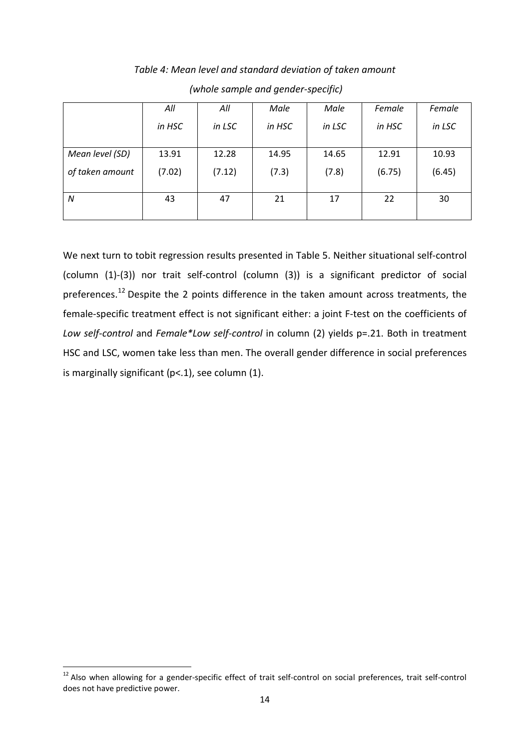*Table 4: Mean level and standard deviation of taken amount*

*(whole sample and gender-specific)*

| | *All in HSC* | *All in LSC* | *Male in HSC* | *Male in LSC* | *Female in HSC* | *Female in LSC* |
|---|---|---|---|---|---|---|
| *Mean level (SD) of taken amount* | 13.91 (7.02) | 12.28 (7.12) | 14.95 (7.3) | 14.65 (7.8) | 12.91 (6.75) | 10.93 (6.45) |
| *N* | 43 | 47 | 21 | 17 | 22 | 30 |

We next turn to tobit regression results presented in Table 5. Neither situational self-control (column (1)-(3)) nor trait self-control (column (3)) is a significant predictor of social preferences.[12] Despite the 2 points difference in the taken amount across treatments, the female-specific treatment effect is not significant either: a joint F-test on the coefficients of *Low self-control* and *Female\*Low self-control* in column (2) yields p=.21. Both in treatment HSC and LSC, women take less than men. The overall gender difference in social preferences is marginally significant (p<.1), see column (1).

[12] Also when allowing for a gender-specific effect of trait self-control on social preferences, trait self-control does not have predictive power.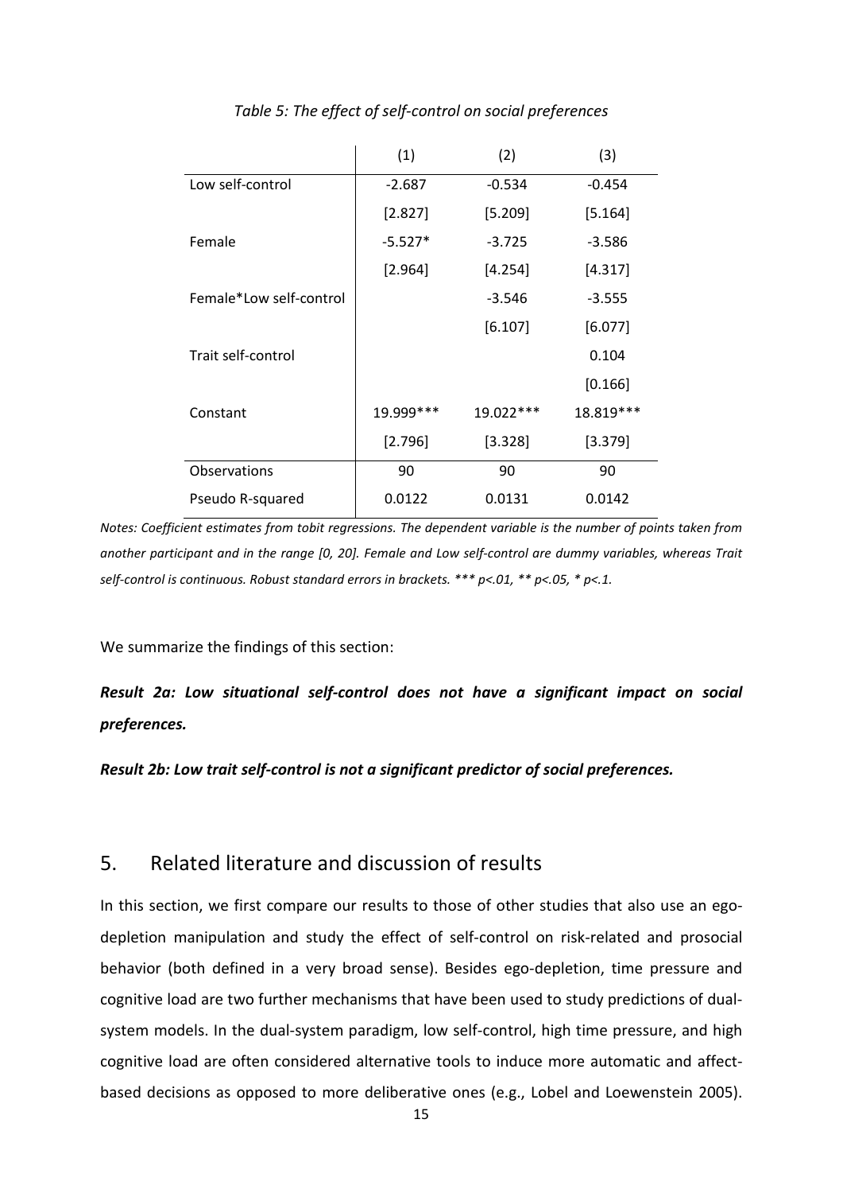*Table 5: The effect of self-control on social preferences*

| | (1) | (2) | (3) |
|---|---|---|---|
| Low self-control | -2.687 | -0.534 | -0.454 |
| | [2.827] | [5.209] | [5.164] |
| Female | -5.527* | -3.725 | -3.586 |
| | [2.964] | [4.254] | [4.317] |
| Female*Low self-control | | -3.546 | -3.555 |
| | | [6.107] | [6.077] |
| Trait self-control | | | 0.104 |
| | | | [0.166] |
| Constant | 19.999*** | 19.022*** | 18.819*** |
| | [2.796] | [3.328] | [3.379] |
| Observations | 90 | 90 | 90 |
| Pseudo R-squared | 0.0122 | 0.0131 | 0.0142 |

*Notes: Coefficient estimates from tobit regressions. The dependent variable is the number of points taken from another participant and in the range [0, 20]. Female and Low self-control are dummy variables, whereas Trait self-control is continuous. Robust standard errors in brackets. *** p<.01, ** p<.05, * p<.1.*

We summarize the findings of this section:

***Result 2a: Low situational self-control does not have a significant impact on social preferences.***

***Result 2b: Low trait self-control is not a significant predictor of social preferences.***

## 5. Related literature and discussion of results

In this section, we first compare our results to those of other studies that also use an ego-depletion manipulation and study the effect of self-control on risk-related and prosocial behavior (both defined in a very broad sense). Besides ego-depletion, time pressure and cognitive load are two further mechanisms that have been used to study predictions of dual-system models. In the dual-system paradigm, low self-control, high time pressure, and high cognitive load are often considered alternative tools to induce more automatic and affect-based decisions as opposed to more deliberative ones (e.g., Lobel and Loewenstein 2005).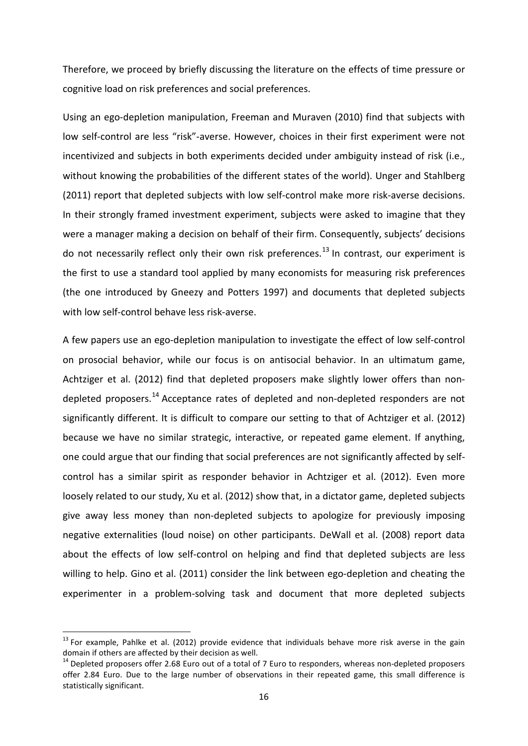Therefore, we proceed by briefly discussing the literature on the effects of time pressure or cognitive load on risk preferences and social preferences.

Using an ego-depletion manipulation, Freeman and Muraven (2010) find that subjects with low self-control are less "risk"-averse. However, choices in their first experiment were not incentivized and subjects in both experiments decided under ambiguity instead of risk (i.e., without knowing the probabilities of the different states of the world). Unger and Stahlberg (2011) report that depleted subjects with low self-control make more risk-averse decisions. In their strongly framed investment experiment, subjects were asked to imagine that they were a manager making a decision on behalf of their firm. Consequently, subjects' decisions do not necessarily reflect only their own risk preferences.[13] In contrast, our experiment is the first to use a standard tool applied by many economists for measuring risk preferences (the one introduced by Gneezy and Potters 1997) and documents that depleted subjects with low self-control behave less risk-averse.

A few papers use an ego-depletion manipulation to investigate the effect of low self-control on prosocial behavior, while our focus is on antisocial behavior. In an ultimatum game, Achtziger et al. (2012) find that depleted proposers make slightly lower offers than non-depleted proposers.[14] Acceptance rates of depleted and non-depleted responders are not significantly different. It is difficult to compare our setting to that of Achtziger et al. (2012) because we have no similar strategic, interactive, or repeated game element. If anything, one could argue that our finding that social preferences are not significantly affected by self-control has a similar spirit as responder behavior in Achtziger et al. (2012). Even more loosely related to our study, Xu et al. (2012) show that, in a dictator game, depleted subjects give away less money than non-depleted subjects to apologize for previously imposing negative externalities (loud noise) on other participants. DeWall et al. (2008) report data about the effects of low self-control on helping and find that depleted subjects are less willing to help. Gino et al. (2011) consider the link between ego-depletion and cheating the experimenter in a problem-solving task and document that more depleted subjects

[13] For example, Pahlke et al. (2012) provide evidence that individuals behave more risk averse in the gain domain if others are affected by their decision as well.

[14] Depleted proposers offer 2.68 Euro out of a total of 7 Euro to responders, whereas non-depleted proposers offer 2.84 Euro. Due to the large number of observations in their repeated game, this small difference is statistically significant.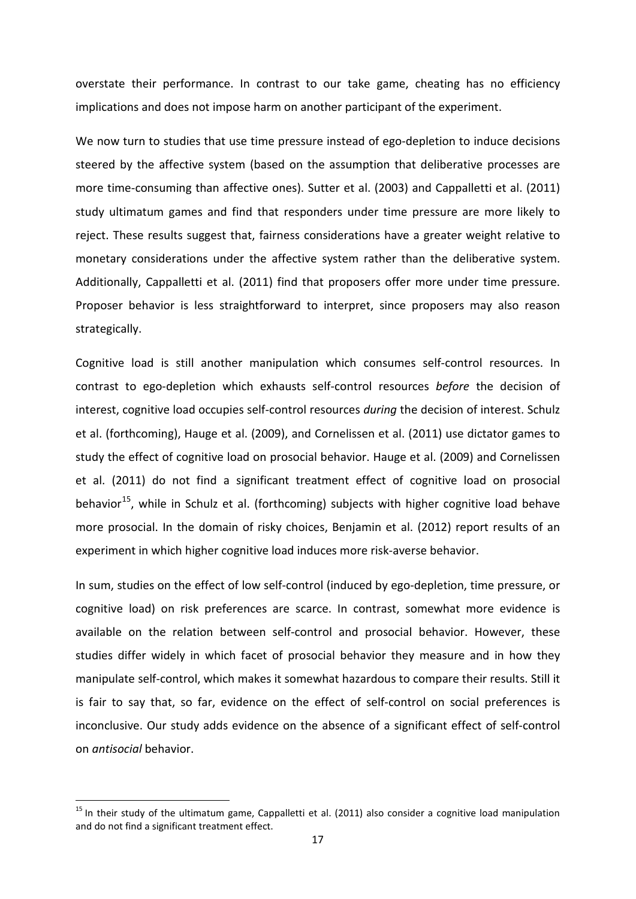overstate their performance. In contrast to our take game, cheating has no efficiency implications and does not impose harm on another participant of the experiment.

We now turn to studies that use time pressure instead of ego-depletion to induce decisions steered by the affective system (based on the assumption that deliberative processes are more time-consuming than affective ones). Sutter et al. (2003) and Cappalletti et al. (2011) study ultimatum games and find that responders under time pressure are more likely to reject. These results suggest that, fairness considerations have a greater weight relative to monetary considerations under the affective system rather than the deliberative system. Additionally, Cappalletti et al. (2011) find that proposers offer more under time pressure. Proposer behavior is less straightforward to interpret, since proposers may also reason strategically.

Cognitive load is still another manipulation which consumes self-control resources. In contrast to ego-depletion which exhausts self-control resources *before* the decision of interest, cognitive load occupies self-control resources *during* the decision of interest. Schulz et al. (forthcoming), Hauge et al. (2009), and Cornelissen et al. (2011) use dictator games to study the effect of cognitive load on prosocial behavior. Hauge et al. (2009) and Cornelissen et al. (2011) do not find a significant treatment effect of cognitive load on prosocial behavior[15], while in Schulz et al. (forthcoming) subjects with higher cognitive load behave more prosocial. In the domain of risky choices, Benjamin et al. (2012) report results of an experiment in which higher cognitive load induces more risk-averse behavior.

In sum, studies on the effect of low self-control (induced by ego-depletion, time pressure, or cognitive load) on risk preferences are scarce. In contrast, somewhat more evidence is available on the relation between self-control and prosocial behavior. However, these studies differ widely in which facet of prosocial behavior they measure and in how they manipulate self-control, which makes it somewhat hazardous to compare their results. Still it is fair to say that, so far, evidence on the effect of self-control on social preferences is inconclusive. Our study adds evidence on the absence of a significant effect of self-control on *antisocial* behavior.

---

[15] In their study of the ultimatum game, Cappalletti et al. (2011) also consider a cognitive load manipulation and do not find a significant treatment effect.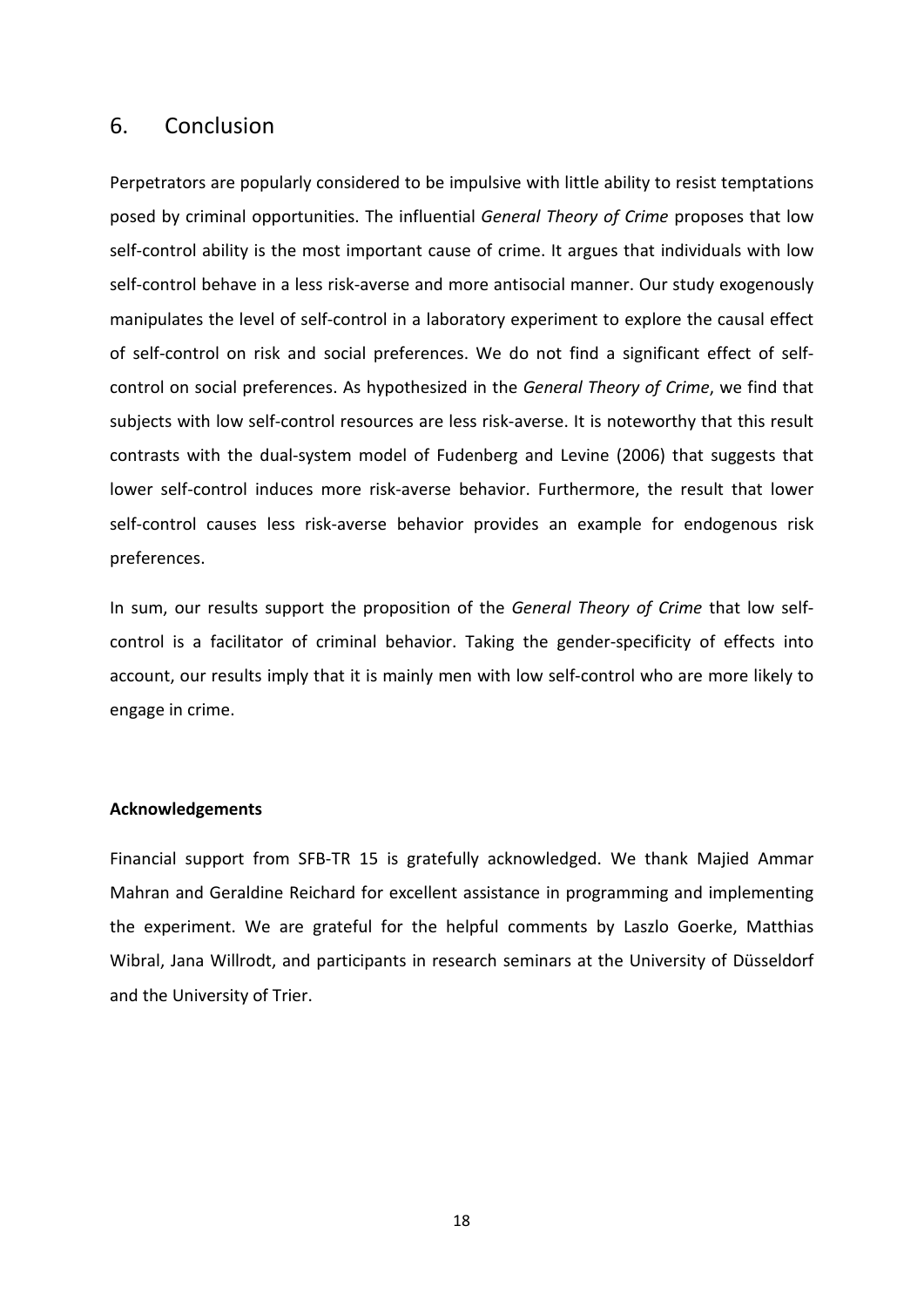## 6. Conclusion

Perpetrators are popularly considered to be impulsive with little ability to resist temptations posed by criminal opportunities. The influential *General Theory of Crime* proposes that low self-control ability is the most important cause of crime. It argues that individuals with low self-control behave in a less risk-averse and more antisocial manner. Our study exogenously manipulates the level of self-control in a laboratory experiment to explore the causal effect of self-control on risk and social preferences. We do not find a significant effect of self-control on social preferences. As hypothesized in the *General Theory of Crime*, we find that subjects with low self-control resources are less risk-averse. It is noteworthy that this result contrasts with the dual-system model of Fudenberg and Levine (2006) that suggests that lower self-control induces more risk-averse behavior. Furthermore, the result that lower self-control causes less risk-averse behavior provides an example for endogenous risk preferences.

In sum, our results support the proposition of the *General Theory of Crime* that low self-control is a facilitator of criminal behavior. Taking the gender-specificity of effects into account, our results imply that it is mainly men with low self-control who are more likely to engage in crime.

**Acknowledgements**

Financial support from SFB-TR 15 is gratefully acknowledged. We thank Majied Ammar Mahran and Geraldine Reichard for excellent assistance in programming and implementing the experiment. We are grateful for the helpful comments by Laszlo Goerke, Matthias Wibral, Jana Willrodt, and participants in research seminars at the University of Düsseldorf and the University of Trier.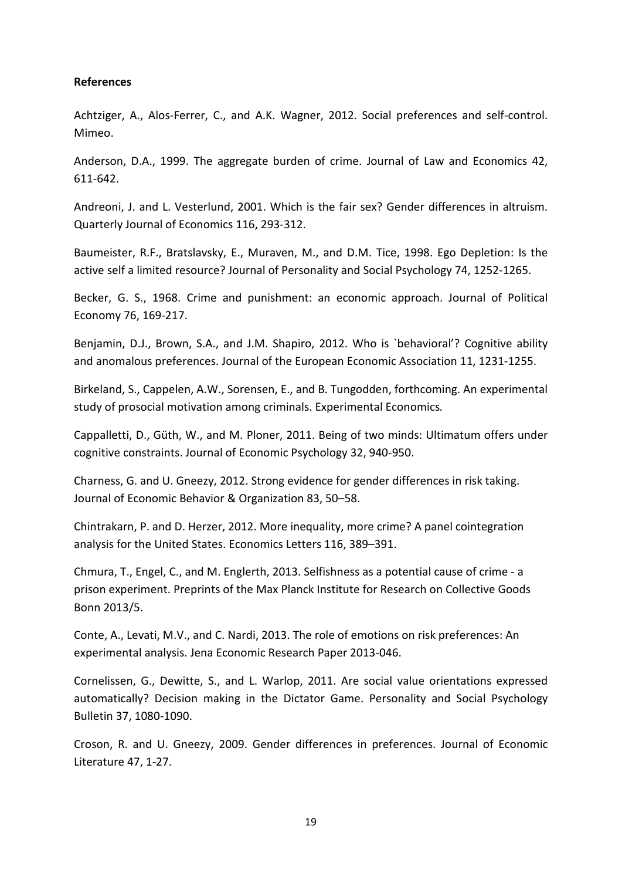**References**

Achtziger, A., Alos-Ferrer, C., and A.K. Wagner, 2012. Social preferences and self-control. Mimeo.

Anderson, D.A., 1999. The aggregate burden of crime. Journal of Law and Economics 42, 611-642.

Andreoni, J. and L. Vesterlund, 2001. Which is the fair sex? Gender differences in altruism. Quarterly Journal of Economics 116, 293-312.

Baumeister, R.F., Bratslavsky, E., Muraven, M., and D.M. Tice, 1998. Ego Depletion: Is the active self a limited resource? Journal of Personality and Social Psychology 74, 1252-1265.

Becker, G. S., 1968. Crime and punishment: an economic approach. Journal of Political Economy 76, 169-217.

Benjamin, D.J., Brown, S.A., and J.M. Shapiro, 2012. Who is `behavioral'? Cognitive ability and anomalous preferences. Journal of the European Economic Association 11, 1231-1255.

Birkeland, S., Cappelen, A.W., Sorensen, E., and B. Tungodden, forthcoming. An experimental study of prosocial motivation among criminals. Experimental Economics*.*

Cappalletti, D., Güth, W., and M. Ploner, 2011. Being of two minds: Ultimatum offers under cognitive constraints. Journal of Economic Psychology 32, 940-950.

Charness, G. and U. Gneezy, 2012. Strong evidence for gender differences in risk taking. Journal of Economic Behavior & Organization 83, 50–58.

Chintrakarn, P. and D. Herzer, 2012. More inequality, more crime? A panel cointegration analysis for the United States. Economics Letters 116, 389–391.

Chmura, T., Engel, C., and M. Englerth, 2013. Selfishness as a potential cause of crime - a prison experiment. Preprints of the Max Planck Institute for Research on Collective Goods Bonn 2013/5.

Conte, A., Levati, M.V., and C. Nardi, 2013. The role of emotions on risk preferences: An experimental analysis. Jena Economic Research Paper 2013-046.

Cornelissen, G., Dewitte, S., and L. Warlop, 2011. Are social value orientations expressed automatically? Decision making in the Dictator Game. Personality and Social Psychology Bulletin 37, 1080-1090.

Croson, R. and U. Gneezy, 2009. Gender differences in preferences. Journal of Economic Literature 47, 1-27.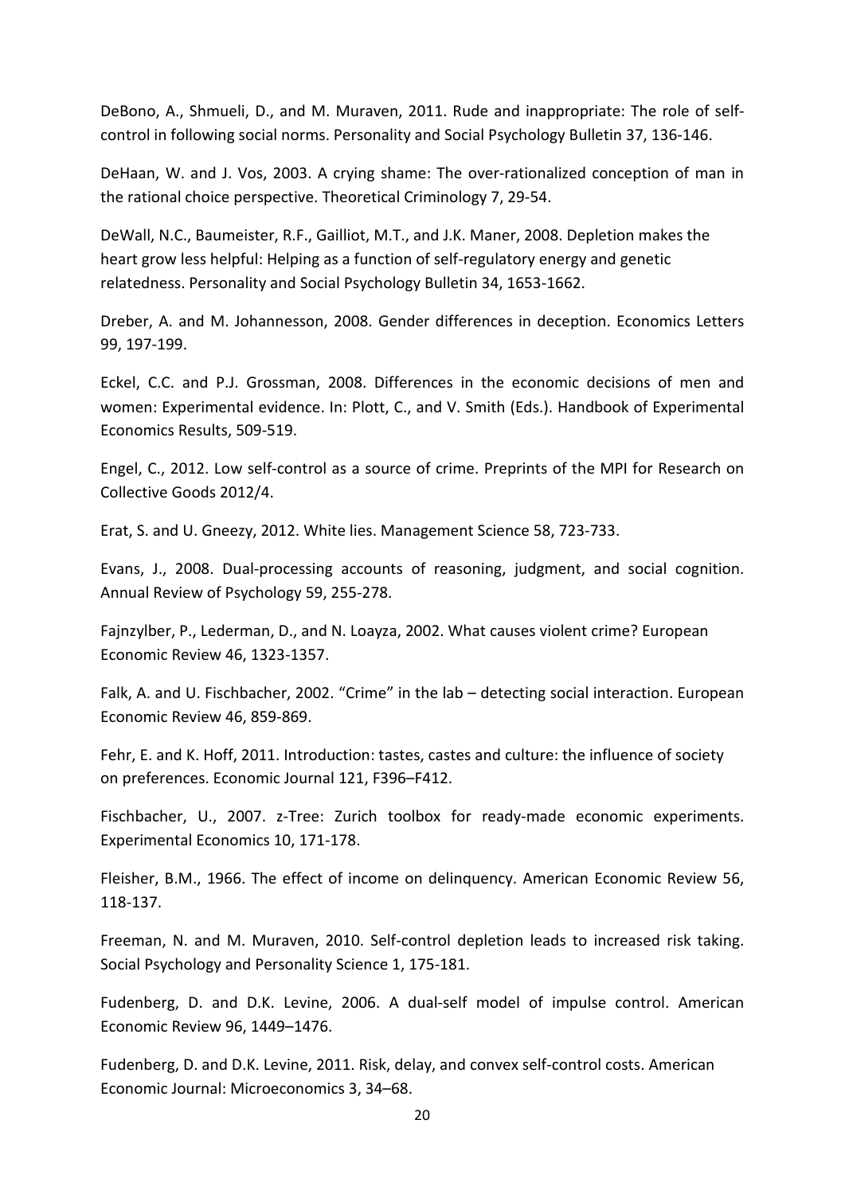DeBono, A., Shmueli, D., and M. Muraven, 2011. Rude and inappropriate: The role of self-control in following social norms. Personality and Social Psychology Bulletin 37, 136-146.

DeHaan, W. and J. Vos, 2003. A crying shame: The over-rationalized conception of man in the rational choice perspective. Theoretical Criminology 7, 29-54.

DeWall, N.C., Baumeister, R.F., Gailliot, M.T., and J.K. Maner, 2008. Depletion makes the heart grow less helpful: Helping as a function of self-regulatory energy and genetic relatedness. Personality and Social Psychology Bulletin 34, 1653-1662.

Dreber, A. and M. Johannesson, 2008. Gender differences in deception. Economics Letters 99, 197-199.

Eckel, C.C. and P.J. Grossman, 2008. Differences in the economic decisions of men and women: Experimental evidence. In: Plott, C., and V. Smith (Eds.). Handbook of Experimental Economics Results, 509-519.

Engel, C., 2012. Low self-control as a source of crime. Preprints of the MPI for Research on Collective Goods 2012/4.

Erat, S. and U. Gneezy, 2012. White lies. Management Science 58, 723-733.

Evans, J., 2008. Dual-processing accounts of reasoning, judgment, and social cognition. Annual Review of Psychology 59, 255-278.

Fajnzylber, P., Lederman, D., and N. Loayza, 2002. What causes violent crime? European Economic Review 46, 1323-1357.

Falk, A. and U. Fischbacher, 2002. "Crime" in the lab – detecting social interaction. European Economic Review 46, 859-869.

Fehr, E. and K. Hoff, 2011. Introduction: tastes, castes and culture: the influence of society on preferences. Economic Journal 121, F396–F412.

Fischbacher, U., 2007. z-Tree: Zurich toolbox for ready-made economic experiments. Experimental Economics 10, 171-178.

Fleisher, B.M., 1966. The effect of income on delinquency. American Economic Review 56, 118-137.

Freeman, N. and M. Muraven, 2010. Self-control depletion leads to increased risk taking. Social Psychology and Personality Science 1, 175-181.

Fudenberg, D. and D.K. Levine, 2006. A dual-self model of impulse control. American Economic Review 96, 1449–1476.

Fudenberg, D. and D.K. Levine, 2011. Risk, delay, and convex self-control costs. American Economic Journal: Microeconomics 3, 34–68.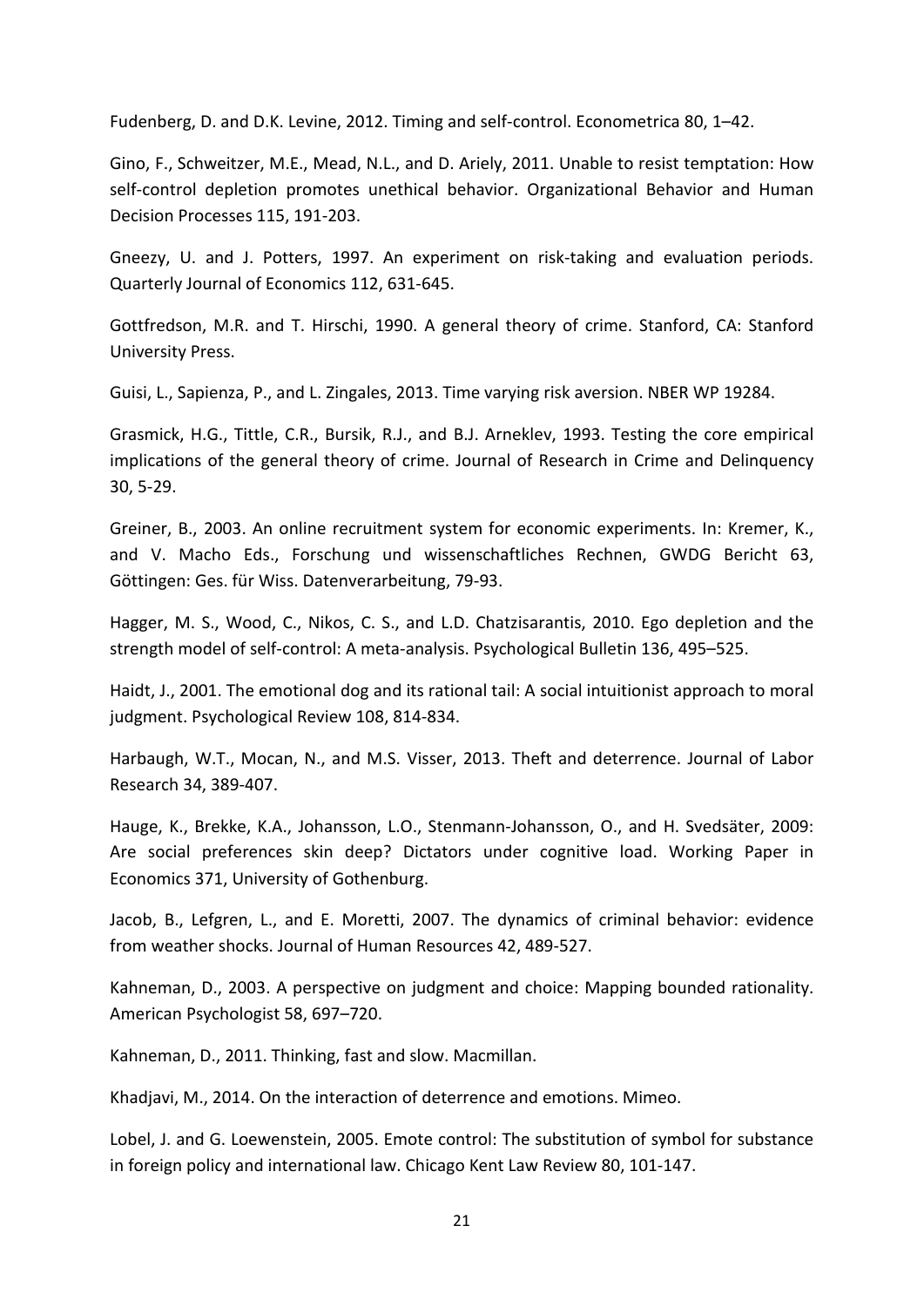Fudenberg, D. and D.K. Levine, 2012. Timing and self-control. Econometrica 80, 1–42.

Gino, F., Schweitzer, M.E., Mead, N.L., and D. Ariely, 2011. Unable to resist temptation: How self-control depletion promotes unethical behavior. Organizational Behavior and Human Decision Processes 115, 191-203.

Gneezy, U. and J. Potters, 1997. An experiment on risk-taking and evaluation periods. Quarterly Journal of Economics 112, 631-645.

Gottfredson, M.R. and T. Hirschi, 1990. A general theory of crime. Stanford, CA: Stanford University Press.

Guisi, L., Sapienza, P., and L. Zingales, 2013. Time varying risk aversion. NBER WP 19284.

Grasmick, H.G., Tittle, C.R., Bursik, R.J., and B.J. Arneklev, 1993. Testing the core empirical implications of the general theory of crime. Journal of Research in Crime and Delinquency 30, 5-29.

Greiner, B., 2003. An online recruitment system for economic experiments. In: Kremer, K., and V. Macho Eds., Forschung und wissenschaftliches Rechnen, GWDG Bericht 63, Göttingen: Ges. für Wiss. Datenverarbeitung, 79-93.

Hagger, M. S., Wood, C., Nikos, C. S., and L.D. Chatzisarantis, 2010. Ego depletion and the strength model of self-control: A meta-analysis. Psychological Bulletin 136, 495–525.

Haidt, J., 2001. The emotional dog and its rational tail: A social intuitionist approach to moral judgment. Psychological Review 108, 814-834.

Harbaugh, W.T., Mocan, N., and M.S. Visser, 2013. Theft and deterrence. Journal of Labor Research 34, 389-407.

Hauge, K., Brekke, K.A., Johansson, L.O., Stenmann-Johansson, O., and H. Svedsäter, 2009: Are social preferences skin deep? Dictators under cognitive load. Working Paper in Economics 371, University of Gothenburg.

Jacob, B., Lefgren, L., and E. Moretti, 2007. The dynamics of criminal behavior: evidence from weather shocks. Journal of Human Resources 42, 489-527.

Kahneman, D., 2003. A perspective on judgment and choice: Mapping bounded rationality. American Psychologist 58, 697–720.

Kahneman, D., 2011. Thinking, fast and slow. Macmillan.

Khadjavi, M., 2014. On the interaction of deterrence and emotions. Mimeo.

Lobel, J. and G. Loewenstein, 2005. Emote control: The substitution of symbol for substance in foreign policy and international law. Chicago Kent Law Review 80, 101-147.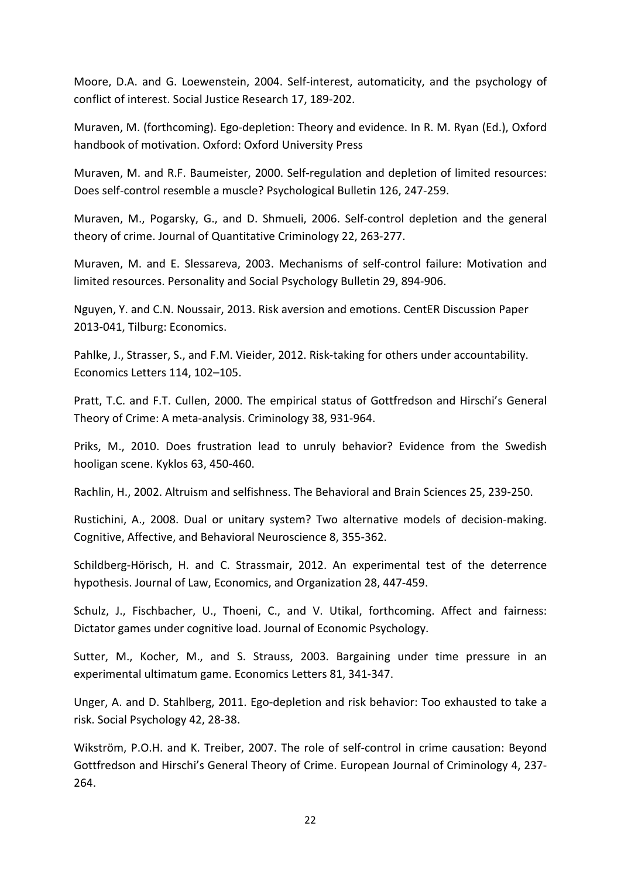Moore, D.A. and G. Loewenstein, 2004. Self-interest, automaticity, and the psychology of conflict of interest. Social Justice Research 17, 189-202.

Muraven, M. (forthcoming). Ego-depletion: Theory and evidence. In R. M. Ryan (Ed.), Oxford handbook of motivation. Oxford: Oxford University Press

Muraven, M. and R.F. Baumeister, 2000. Self-regulation and depletion of limited resources: Does self-control resemble a muscle? Psychological Bulletin 126, 247-259.

Muraven, M., Pogarsky, G., and D. Shmueli, 2006. Self-control depletion and the general theory of crime. Journal of Quantitative Criminology 22, 263-277.

Muraven, M. and E. Slessareva, 2003. Mechanisms of self-control failure: Motivation and limited resources. Personality and Social Psychology Bulletin 29, 894-906.

Nguyen, Y. and C.N. Noussair, 2013. Risk aversion and emotions. CentER Discussion Paper 2013-041, Tilburg: Economics.

Pahlke, J., Strasser, S., and F.M. Vieider, 2012. Risk-taking for others under accountability. Economics Letters 114, 102–105.

Pratt, T.C. and F.T. Cullen, 2000. The empirical status of Gottfredson and Hirschi's General Theory of Crime: A meta-analysis. Criminology 38, 931-964.

Priks, M., 2010. Does frustration lead to unruly behavior? Evidence from the Swedish hooligan scene. Kyklos 63, 450-460.

Rachlin, H., 2002. Altruism and selfishness. The Behavioral and Brain Sciences 25, 239-250.

Rustichini, A., 2008. Dual or unitary system? Two alternative models of decision-making. Cognitive, Affective, and Behavioral Neuroscience 8, 355-362.

Schildberg-Hörisch, H. and C. Strassmair, 2012. An experimental test of the deterrence hypothesis. Journal of Law, Economics, and Organization 28, 447-459.

Schulz, J., Fischbacher, U., Thoeni, C., and V. Utikal, forthcoming. Affect and fairness: Dictator games under cognitive load. Journal of Economic Psychology.

Sutter, M., Kocher, M., and S. Strauss, 2003. Bargaining under time pressure in an experimental ultimatum game. Economics Letters 81, 341-347.

Unger, A. and D. Stahlberg, 2011. Ego-depletion and risk behavior: Too exhausted to take a risk. Social Psychology 42, 28-38.

Wikström, P.O.H. and K. Treiber, 2007. The role of self-control in crime causation: Beyond Gottfredson and Hirschi's General Theory of Crime. European Journal of Criminology 4, 237-264.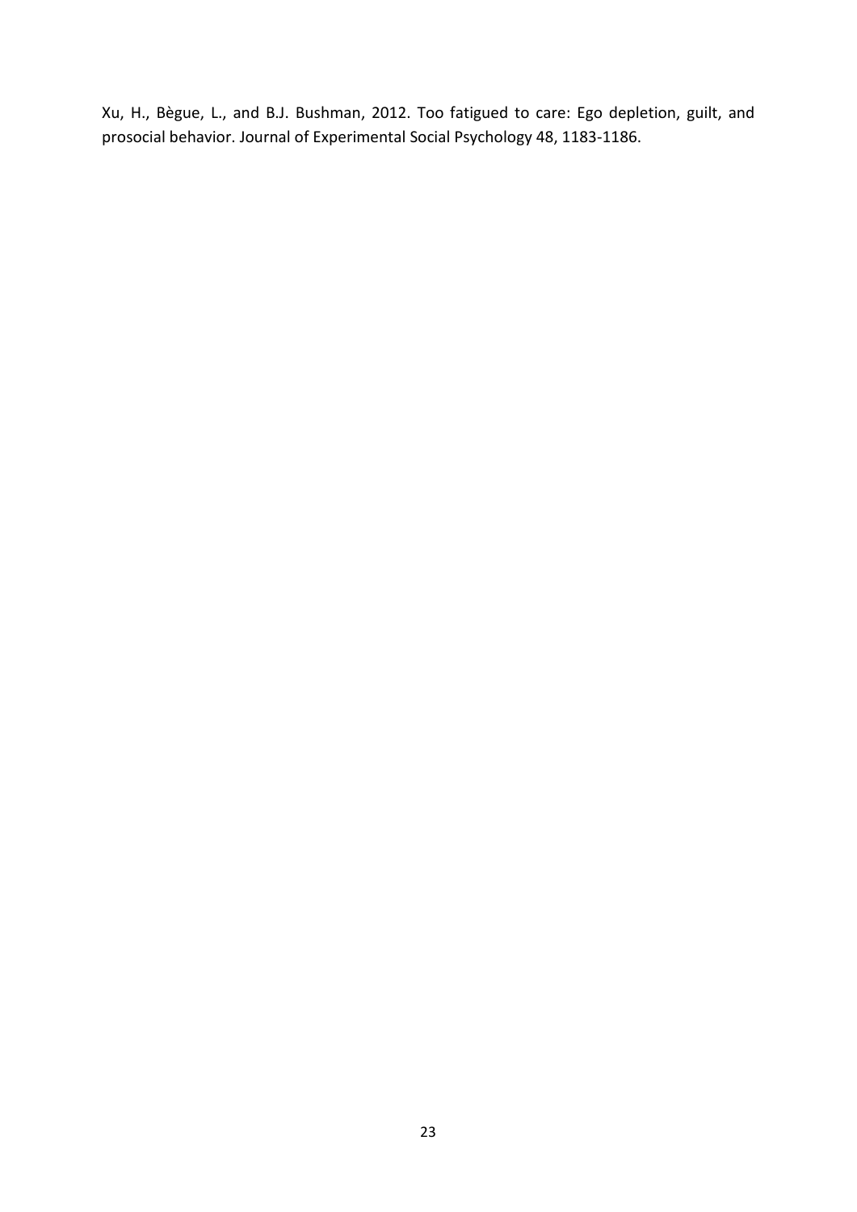Xu, H., Bègue, L., and B.J. Bushman, 2012. Too fatigued to care: Ego depletion, guilt, and prosocial behavior. Journal of Experimental Social Psychology 48, 1183-1186.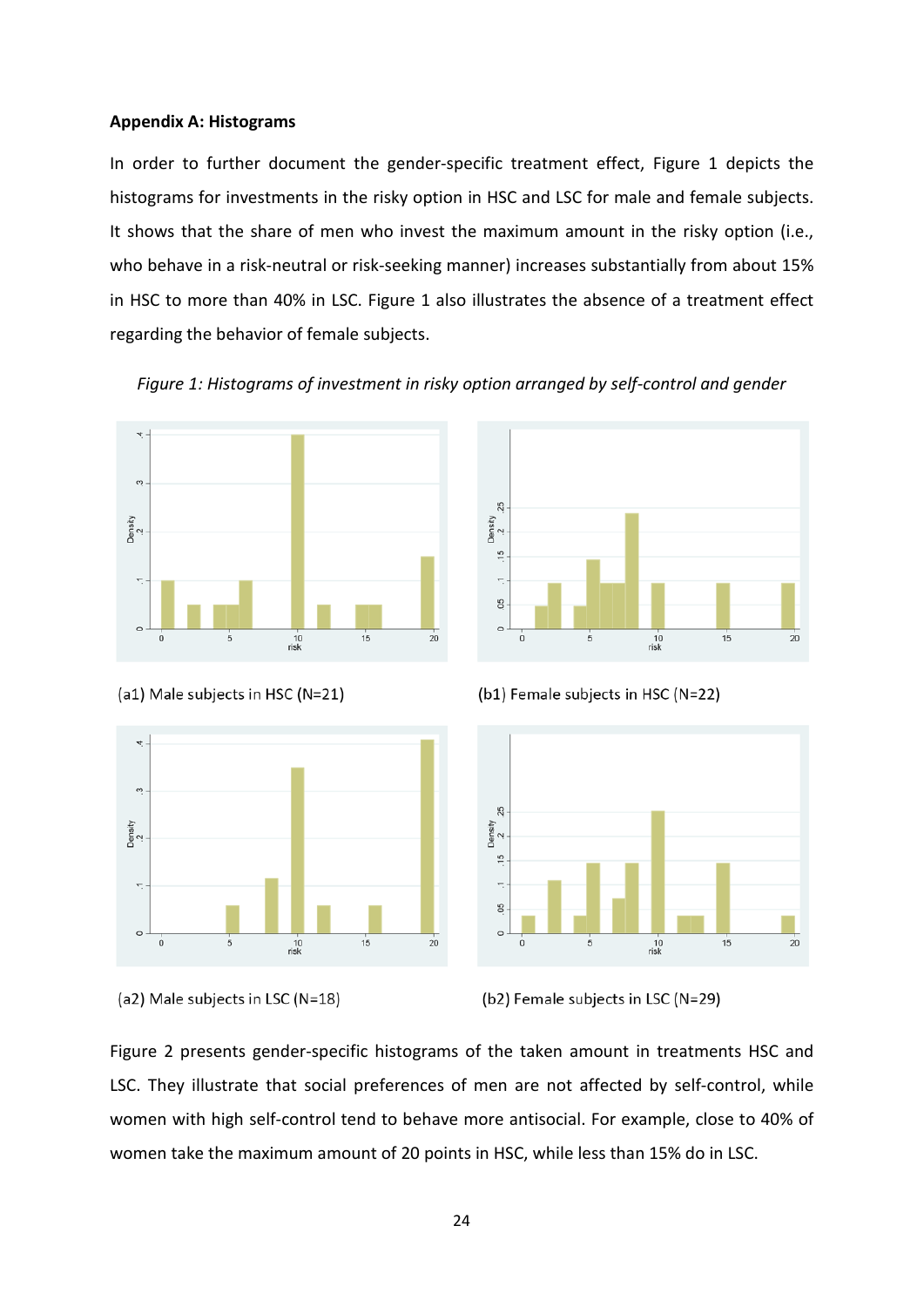**Appendix A: Histograms**

In order to further document the gender-specific treatment effect, Figure 1 depicts the histograms for investments in the risky option in HSC and LSC for male and female subjects. It shows that the share of men who invest the maximum amount in the risky option (i.e., who behave in a risk-neutral or risk-seeking manner) increases substantially from about 15% in HSC to more than 40% in LSC. Figure 1 also illustrates the absence of a treatment effect regarding the behavior of female subjects.

*Figure 1: Histograms of investment in risky option arranged by self-control and gender*

(a1) Male subjects in HSC (N=21)

(b1) Female subjects in HSC (N=22)

(a2) Male subjects in LSC (N=18)

(b2) Female subjects in LSC (N=29)

Figure 2 presents gender-specific histograms of the taken amount in treatments HSC and LSC. They illustrate that social preferences of men are not affected by self-control, while women with high self-control tend to behave more antisocial. For example, close to 40% of women take the maximum amount of 20 points in HSC, while less than 15% do in LSC.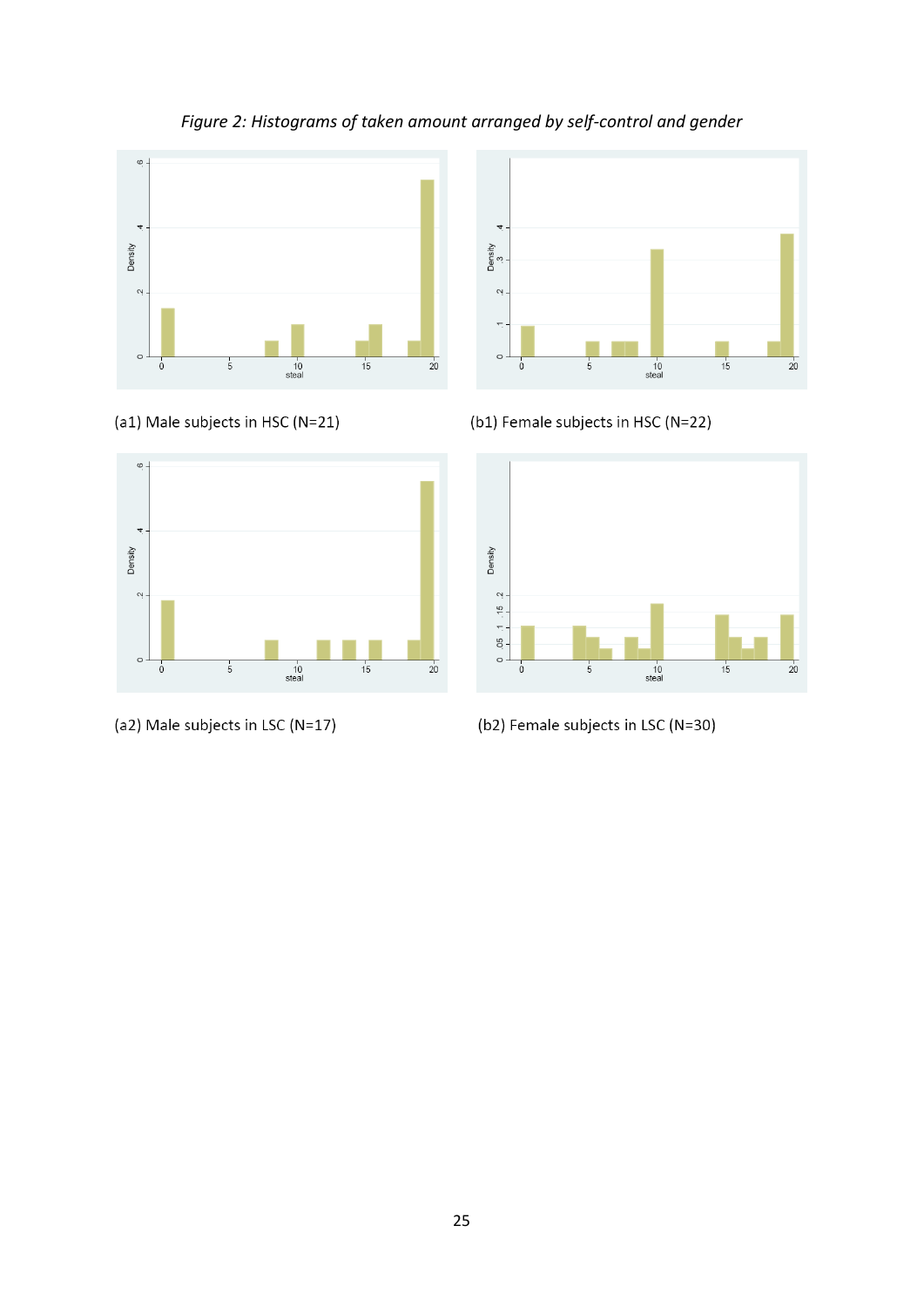*Figure 2: Histograms of taken amount arranged by self-control and gender*

(a1) Male subjects in HSC (N=21)

(b1) Female subjects in HSC (N=22)

(a2) Male subjects in LSC (N=17)

(b2) Female subjects in LSC (N=30)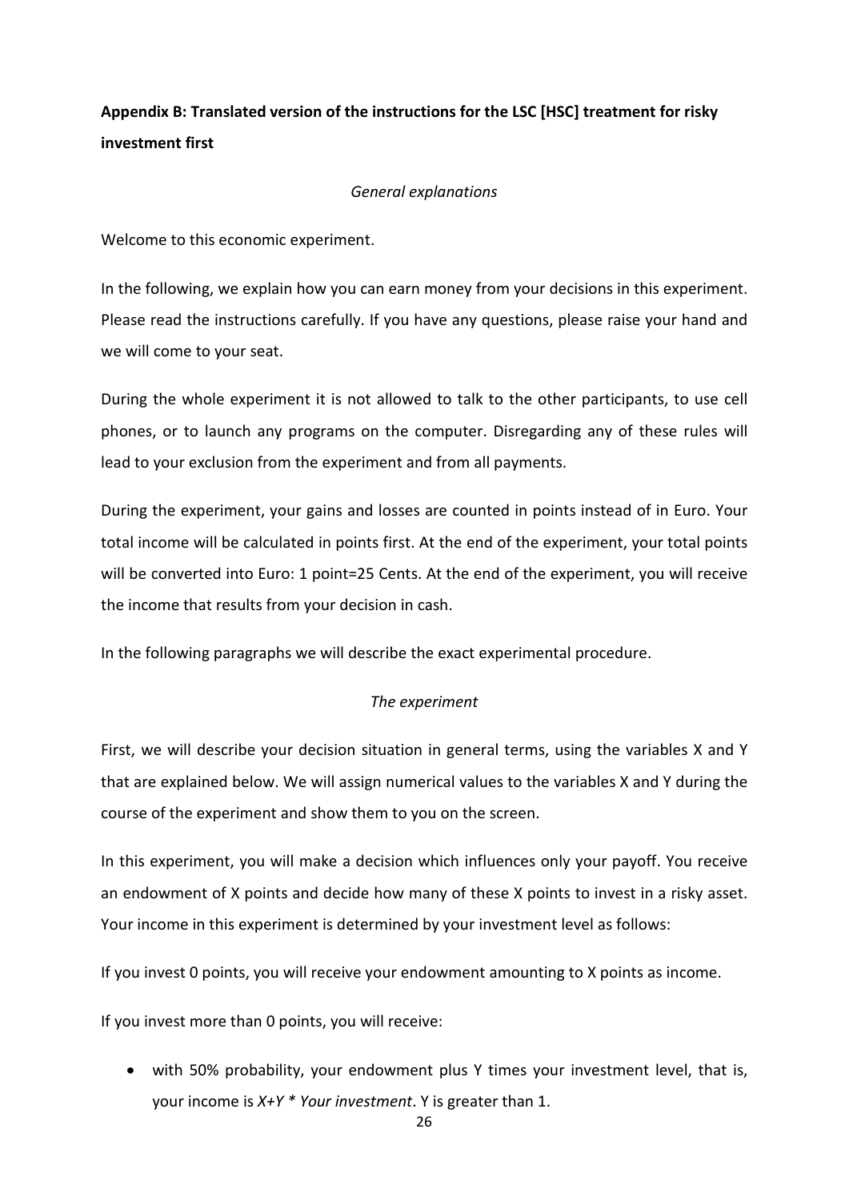**Appendix B: Translated version of the instructions for the LSC [HSC] treatment for risky investment first**

*General explanations*

Welcome to this economic experiment.

In the following, we explain how you can earn money from your decisions in this experiment. Please read the instructions carefully. If you have any questions, please raise your hand and we will come to your seat.

During the whole experiment it is not allowed to talk to the other participants, to use cell phones, or to launch any programs on the computer. Disregarding any of these rules will lead to your exclusion from the experiment and from all payments.

During the experiment, your gains and losses are counted in points instead of in Euro. Your total income will be calculated in points first. At the end of the experiment, your total points will be converted into Euro: 1 point=25 Cents. At the end of the experiment, you will receive the income that results from your decision in cash.

In the following paragraphs we will describe the exact experimental procedure.

*The experiment*

First, we will describe your decision situation in general terms, using the variables X and Y that are explained below. We will assign numerical values to the variables X and Y during the course of the experiment and show them to you on the screen.

In this experiment, you will make a decision which influences only your payoff. You receive an endowment of X points and decide how many of these X points to invest in a risky asset. Your income in this experiment is determined by your investment level as follows:

If you invest 0 points, you will receive your endowment amounting to X points as income.

If you invest more than 0 points, you will receive:

- with 50% probability, your endowment plus Y times your investment level, that is, your income is *X+Y * Your investment*. Y is greater than 1.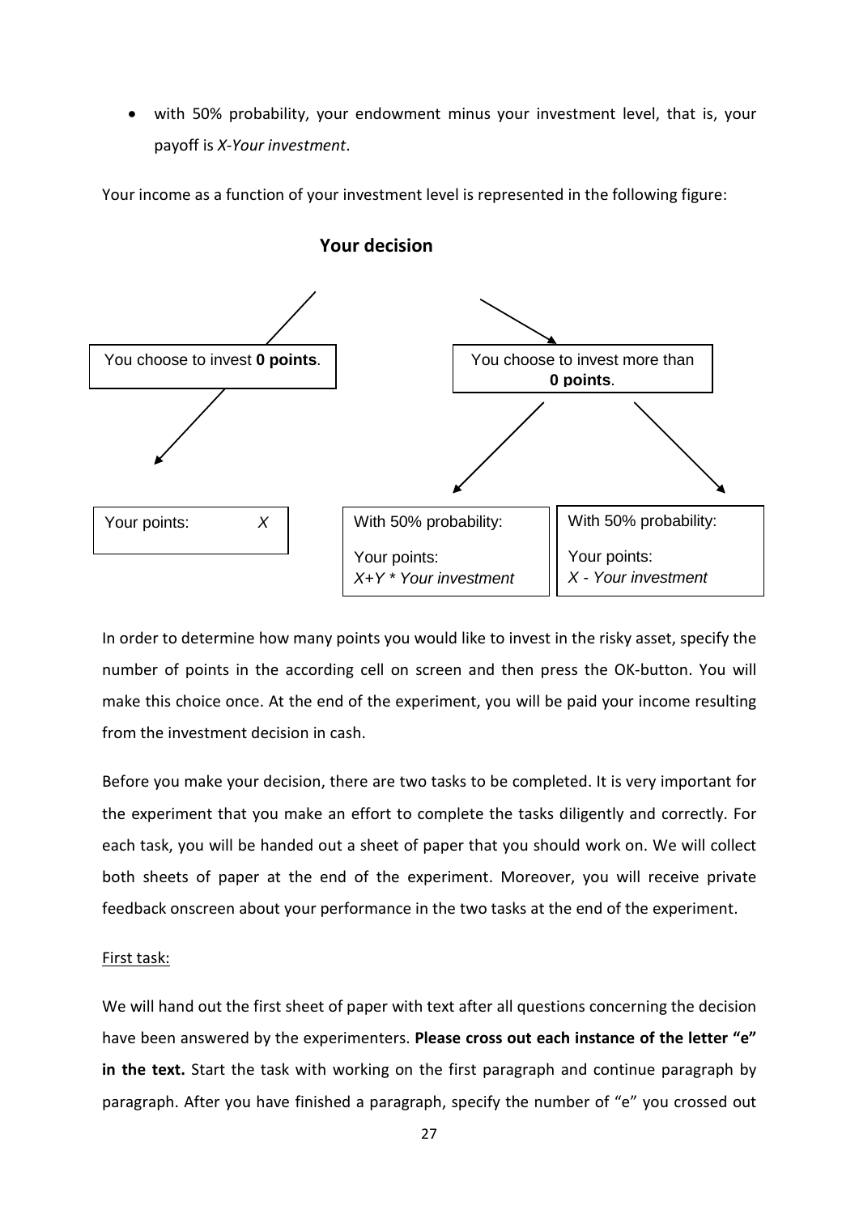- with 50% probability, your endowment minus your investment level, that is, your payoff is *X-Your investment*.

Your income as a function of your investment level is represented in the following figure:

**Your decision**

You choose to invest **0 points**.

Your points: *X*

You choose to invest more than **0 points**.

With 50% probability:
Your points: *X+Y * Your investment*

With 50% probability:
Your points: *X - Your investment*

In order to determine how many points you would like to invest in the risky asset, specify the number of points in the according cell on screen and then press the OK-button. You will make this choice once. At the end of the experiment, you will be paid your income resulting from the investment decision in cash.

Before you make your decision, there are two tasks to be completed. It is very important for the experiment that you make an effort to complete the tasks diligently and correctly. For each task, you will be handed out a sheet of paper that you should work on. We will collect both sheets of paper at the end of the experiment. Moreover, you will receive private feedback onscreen about your performance in the two tasks at the end of the experiment.

First task:

We will hand out the first sheet of paper with text after all questions concerning the decision have been answered by the experimenters. **Please cross out each instance of the letter "e" in the text.** Start the task with working on the first paragraph and continue paragraph by paragraph. After you have finished a paragraph, specify the number of "e" you crossed out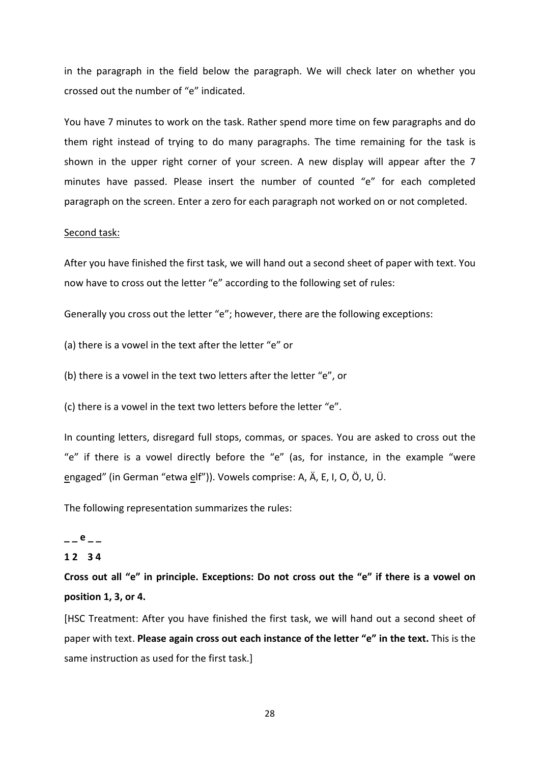in the paragraph in the field below the paragraph. We will check later on whether you crossed out the number of "e" indicated.

You have 7 minutes to work on the task. Rather spend more time on few paragraphs and do them right instead of trying to do many paragraphs. The time remaining for the task is shown in the upper right corner of your screen. A new display will appear after the 7 minutes have passed. Please insert the number of counted "e" for each completed paragraph on the screen. Enter a zero for each paragraph not worked on or not completed.

<u>Second task:</u>

After you have finished the first task, we will hand out a second sheet of paper with text. You now have to cross out the letter "e" according to the following set of rules:

Generally you cross out the letter "e"; however, there are the following exceptions:

(a) there is a vowel in the text after the letter "e" or

(b) there is a vowel in the text two letters after the letter "e", or

(c) there is a vowel in the text two letters before the letter "e".

In counting letters, disregard full stops, commas, or spaces. You are asked to cross out the "e" if there is a vowel directly before the "e" (as, for instance, in the example "were <u>e</u>ngaged" (in German "etwa <u>e</u>lf")). Vowels comprise: A, Ä, E, I, O, Ö, U, Ü.

The following representation summarizes the rules:

**_ _ e _ _**
**1 2   3 4**

**Cross out all "e" in principle. Exceptions: Do not cross out the "e" if there is a vowel on position 1, 3, or 4.**

[HSC Treatment: After you have finished the first task, we will hand out a second sheet of paper with text. **Please again cross out each instance of the letter "e" in the text.** This is the same instruction as used for the first task.]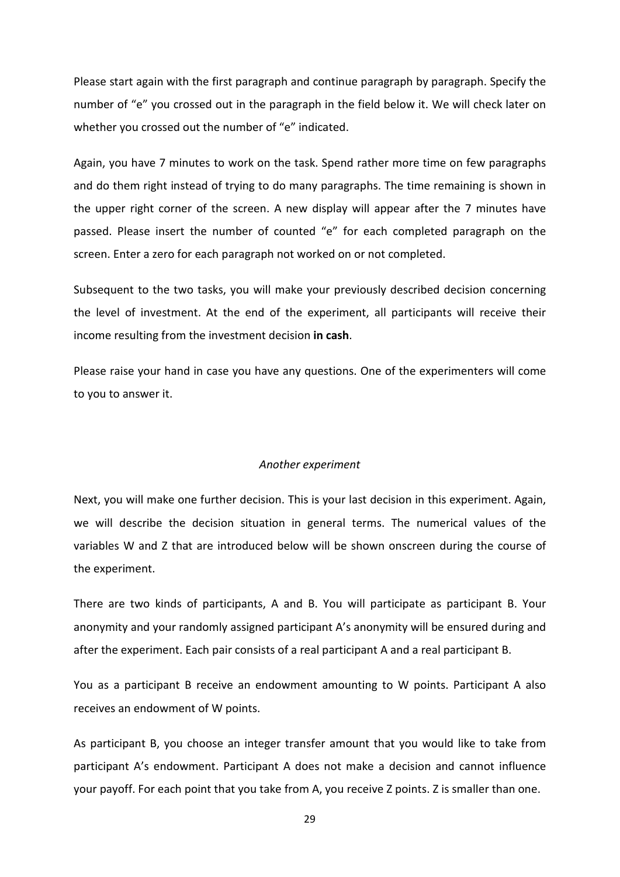Please start again with the first paragraph and continue paragraph by paragraph. Specify the number of "e" you crossed out in the paragraph in the field below it. We will check later on whether you crossed out the number of "e" indicated.

Again, you have 7 minutes to work on the task. Spend rather more time on few paragraphs and do them right instead of trying to do many paragraphs. The time remaining is shown in the upper right corner of the screen. A new display will appear after the 7 minutes have passed. Please insert the number of counted "e" for each completed paragraph on the screen. Enter a zero for each paragraph not worked on or not completed.

Subsequent to the two tasks, you will make your previously described decision concerning the level of investment. At the end of the experiment, all participants will receive their income resulting from the investment decision **in cash**.

Please raise your hand in case you have any questions. One of the experimenters will come to you to answer it.

*Another experiment*

Next, you will make one further decision. This is your last decision in this experiment. Again, we will describe the decision situation in general terms. The numerical values of the variables W and Z that are introduced below will be shown onscreen during the course of the experiment.

There are two kinds of participants, A and B. You will participate as participant B. Your anonymity and your randomly assigned participant A's anonymity will be ensured during and after the experiment. Each pair consists of a real participant A and a real participant B.

You as a participant B receive an endowment amounting to W points. Participant A also receives an endowment of W points.

As participant B, you choose an integer transfer amount that you would like to take from participant A's endowment. Participant A does not make a decision and cannot influence your payoff. For each point that you take from A, you receive Z points. Z is smaller than one.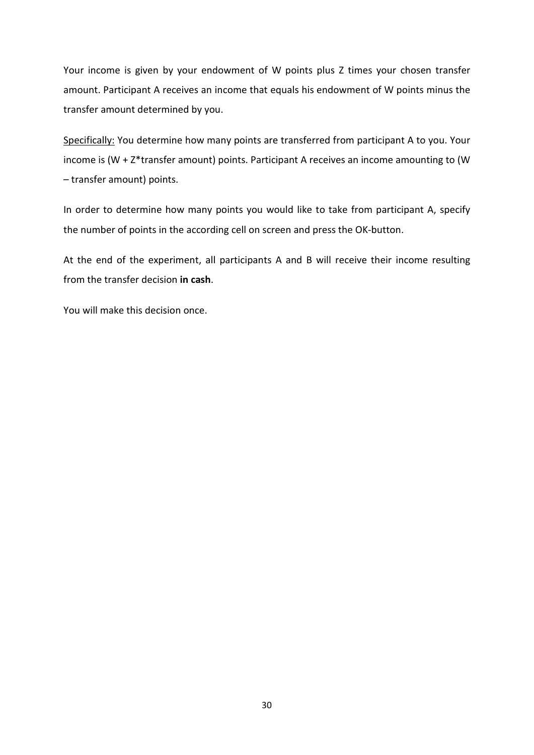Your income is given by your endowment of W points plus Z times your chosen transfer amount. Participant A receives an income that equals his endowment of W points minus the transfer amount determined by you.

Specifically: You determine how many points are transferred from participant A to you. Your income is (W + Z*transfer amount) points. Participant A receives an income amounting to (W – transfer amount) points.

In order to determine how many points you would like to take from participant A, specify the number of points in the according cell on screen and press the OK-button.

At the end of the experiment, all participants A and B will receive their income resulting from the transfer decision **in cash**.

You will make this decision once.